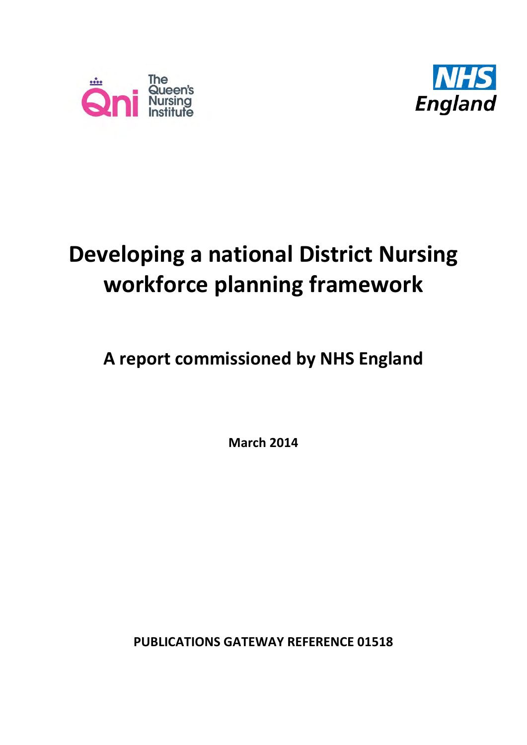The Queen's Nursing Institute

NHS England

# Developing a national District Nursing workforce planning framework

## A report commissioned by NHS England

**March 2014**

**PUBLICATIONS GATEWAY REFERENCE 01518**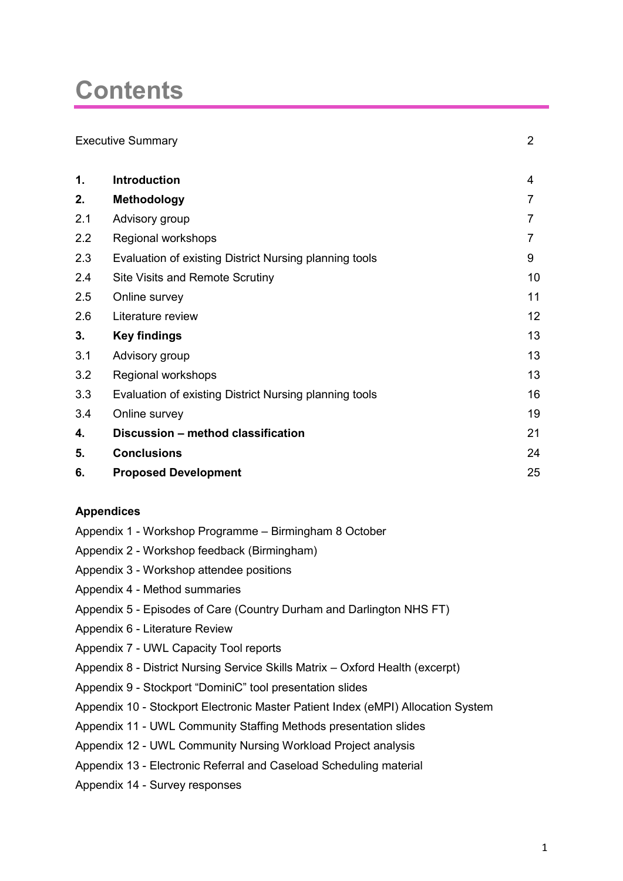# Contents

| | | |
|---|---|---|
| Executive Summary | | 2 |
| **1.** | **Introduction** | 4 |
| **2.** | **Methodology** | 7 |
| 2.1 | Advisory group | 7 |
| 2.2 | Regional workshops | 7 |
| 2.3 | Evaluation of existing District Nursing planning tools | 9 |
| 2.4 | Site Visits and Remote Scrutiny | 10 |
| 2.5 | Online survey | 11 |
| 2.6 | Literature review | 12 |
| **3.** | **Key findings** | 13 |
| 3.1 | Advisory group | 13 |
| 3.2 | Regional workshops | 13 |
| 3.3 | Evaluation of existing District Nursing planning tools | 16 |
| 3.4 | Online survey | 19 |
| **4.** | **Discussion – method classification** | 21 |
| **5.** | **Conclusions** | 24 |
| **6.** | **Proposed Development** | 25 |

**Appendices**

Appendix 1 - Workshop Programme – Birmingham 8 October

Appendix 2 - Workshop feedback (Birmingham)

Appendix 3 - Workshop attendee positions

Appendix 4 - Method summaries

Appendix 5 - Episodes of Care (Country Durham and Darlington NHS FT)

Appendix 6 - Literature Review

Appendix 7 - UWL Capacity Tool reports

Appendix 8 - District Nursing Service Skills Matrix – Oxford Health (excerpt)

Appendix 9 - Stockport "DominiC" tool presentation slides

Appendix 10 - Stockport Electronic Master Patient Index (eMPI) Allocation System

Appendix 11 - UWL Community Staffing Methods presentation slides

Appendix 12 - UWL Community Nursing Workload Project analysis

Appendix 13 - Electronic Referral and Caseload Scheduling material

Appendix 14 - Survey responses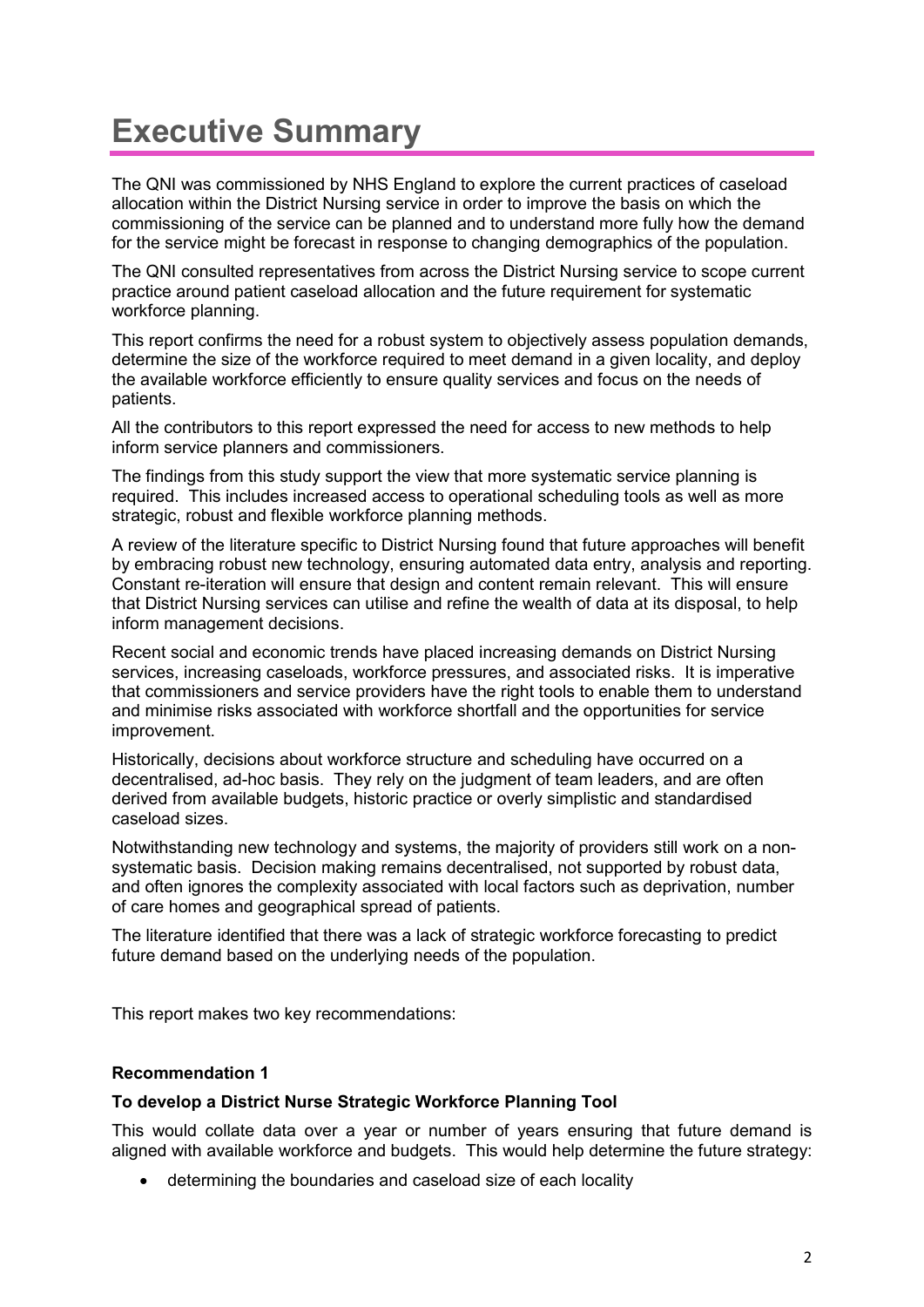# Executive Summary

The QNI was commissioned by NHS England to explore the current practices of caseload allocation within the District Nursing service in order to improve the basis on which the commissioning of the service can be planned and to understand more fully how the demand for the service might be forecast in response to changing demographics of the population.

The QNI consulted representatives from across the District Nursing service to scope current practice around patient caseload allocation and the future requirement for systematic workforce planning.

This report confirms the need for a robust system to objectively assess population demands, determine the size of the workforce required to meet demand in a given locality, and deploy the available workforce efficiently to ensure quality services and focus on the needs of patients.

All the contributors to this report expressed the need for access to new methods to help inform service planners and commissioners.

The findings from this study support the view that more systematic service planning is required. This includes increased access to operational scheduling tools as well as more strategic, robust and flexible workforce planning methods.

A review of the literature specific to District Nursing found that future approaches will benefit by embracing robust new technology, ensuring automated data entry, analysis and reporting. Constant re-iteration will ensure that design and content remain relevant. This will ensure that District Nursing services can utilise and refine the wealth of data at its disposal, to help inform management decisions.

Recent social and economic trends have placed increasing demands on District Nursing services, increasing caseloads, workforce pressures, and associated risks. It is imperative that commissioners and service providers have the right tools to enable them to understand and minimise risks associated with workforce shortfall and the opportunities for service improvement.

Historically, decisions about workforce structure and scheduling have occurred on a decentralised, ad-hoc basis. They rely on the judgment of team leaders, and are often derived from available budgets, historic practice or overly simplistic and standardised caseload sizes.

Notwithstanding new technology and systems, the majority of providers still work on a non-systematic basis. Decision making remains decentralised, not supported by robust data, and often ignores the complexity associated with local factors such as deprivation, number of care homes and geographical spread of patients.

The literature identified that there was a lack of strategic workforce forecasting to predict future demand based on the underlying needs of the population.

This report makes two key recommendations:

**Recommendation 1**

**To develop a District Nurse Strategic Workforce Planning Tool**

This would collate data over a year or number of years ensuring that future demand is aligned with available workforce and budgets. This would help determine the future strategy:

- determining the boundaries and caseload size of each locality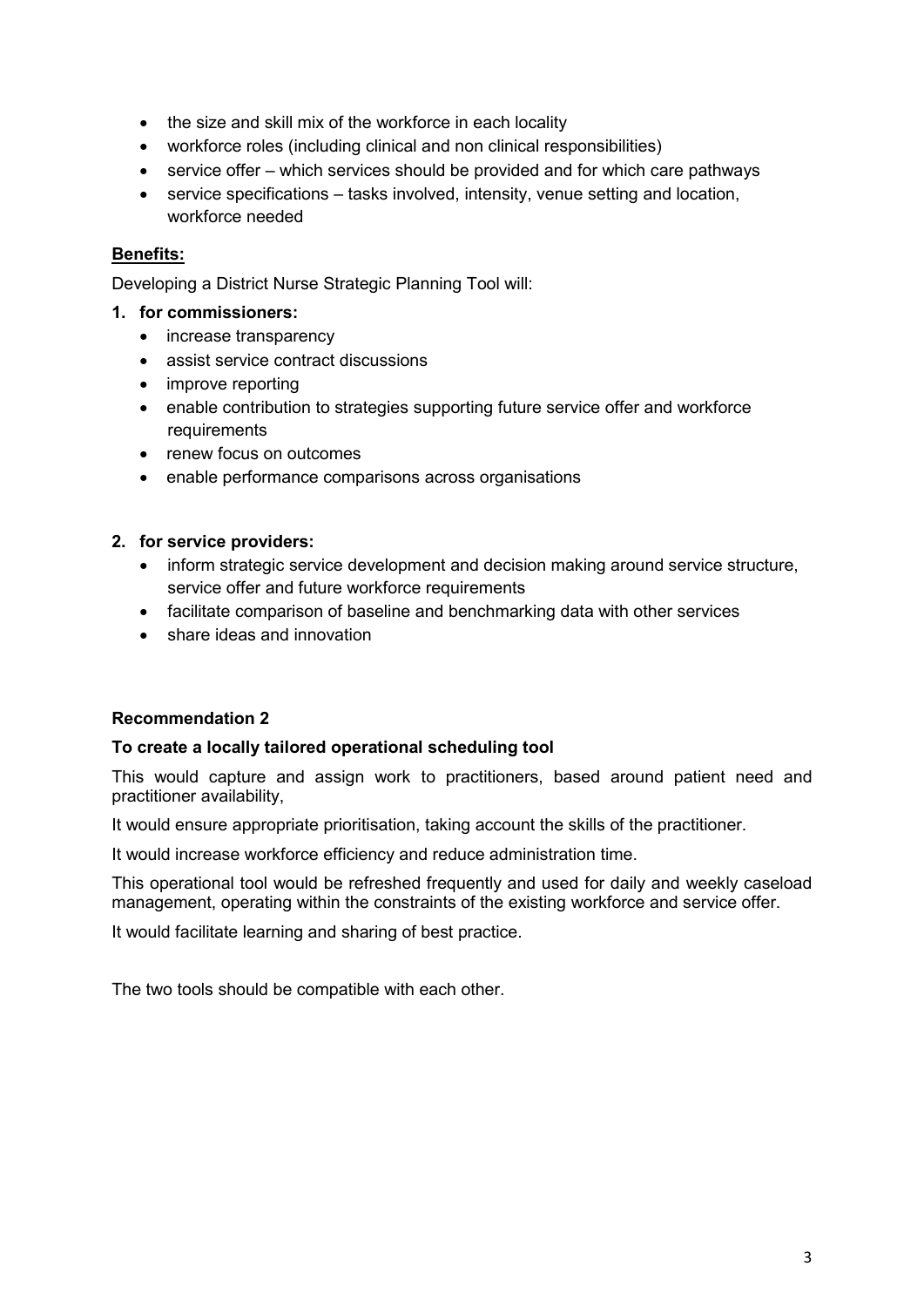- the size and skill mix of the workforce in each locality
- workforce roles (including clinical and non clinical responsibilities)
- service offer – which services should be provided and for which care pathways
- service specifications – tasks involved, intensity, venue setting and location, workforce needed

**Benefits:**

Developing a District Nurse Strategic Planning Tool will:

1. **for commissioners:**
   - increase transparency
   - assist service contract discussions
   - improve reporting
   - enable contribution to strategies supporting future service offer and workforce requirements
   - renew focus on outcomes
   - enable performance comparisons across organisations

2. **for service providers:**
   - inform strategic service development and decision making around service structure, service offer and future workforce requirements
   - facilitate comparison of baseline and benchmarking data with other services
   - share ideas and innovation

**Recommendation 2**

**To create a locally tailored operational scheduling tool**

This would capture and assign work to practitioners, based around patient need and practitioner availability,

It would ensure appropriate prioritisation, taking account the skills of the practitioner.

It would increase workforce efficiency and reduce administration time.

This operational tool would be refreshed frequently and used for daily and weekly caseload management, operating within the constraints of the existing workforce and service offer.

It would facilitate learning and sharing of best practice.

The two tools should be compatible with each other.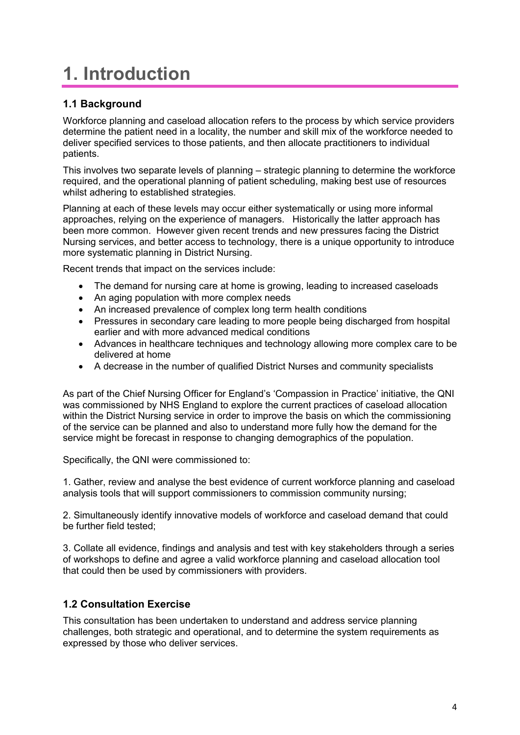# 1. Introduction

## 1.1 Background

Workforce planning and caseload allocation refers to the process by which service providers determine the patient need in a locality, the number and skill mix of the workforce needed to deliver specified services to those patients, and then allocate practitioners to individual patients.

This involves two separate levels of planning – strategic planning to determine the workforce required, and the operational planning of patient scheduling, making best use of resources whilst adhering to established strategies.

Planning at each of these levels may occur either systematically or using more informal approaches, relying on the experience of managers. Historically the latter approach has been more common. However given recent trends and new pressures facing the District Nursing services, and better access to technology, there is a unique opportunity to introduce more systematic planning in District Nursing.

Recent trends that impact on the services include:

- The demand for nursing care at home is growing, leading to increased caseloads
- An aging population with more complex needs
- An increased prevalence of complex long term health conditions
- Pressures in secondary care leading to more people being discharged from hospital earlier and with more advanced medical conditions
- Advances in healthcare techniques and technology allowing more complex care to be delivered at home
- A decrease in the number of qualified District Nurses and community specialists

As part of the Chief Nursing Officer for England's 'Compassion in Practice' initiative, the QNI was commissioned by NHS England to explore the current practices of caseload allocation within the District Nursing service in order to improve the basis on which the commissioning of the service can be planned and also to understand more fully how the demand for the service might be forecast in response to changing demographics of the population.

Specifically, the QNI were commissioned to:

1. Gather, review and analyse the best evidence of current workforce planning and caseload analysis tools that will support commissioners to commission community nursing;

2. Simultaneously identify innovative models of workforce and caseload demand that could be further field tested;

3. Collate all evidence, findings and analysis and test with key stakeholders through a series of workshops to define and agree a valid workforce planning and caseload allocation tool that could then be used by commissioners with providers.

## 1.2 Consultation Exercise

This consultation has been undertaken to understand and address service planning challenges, both strategic and operational, and to determine the system requirements as expressed by those who deliver services.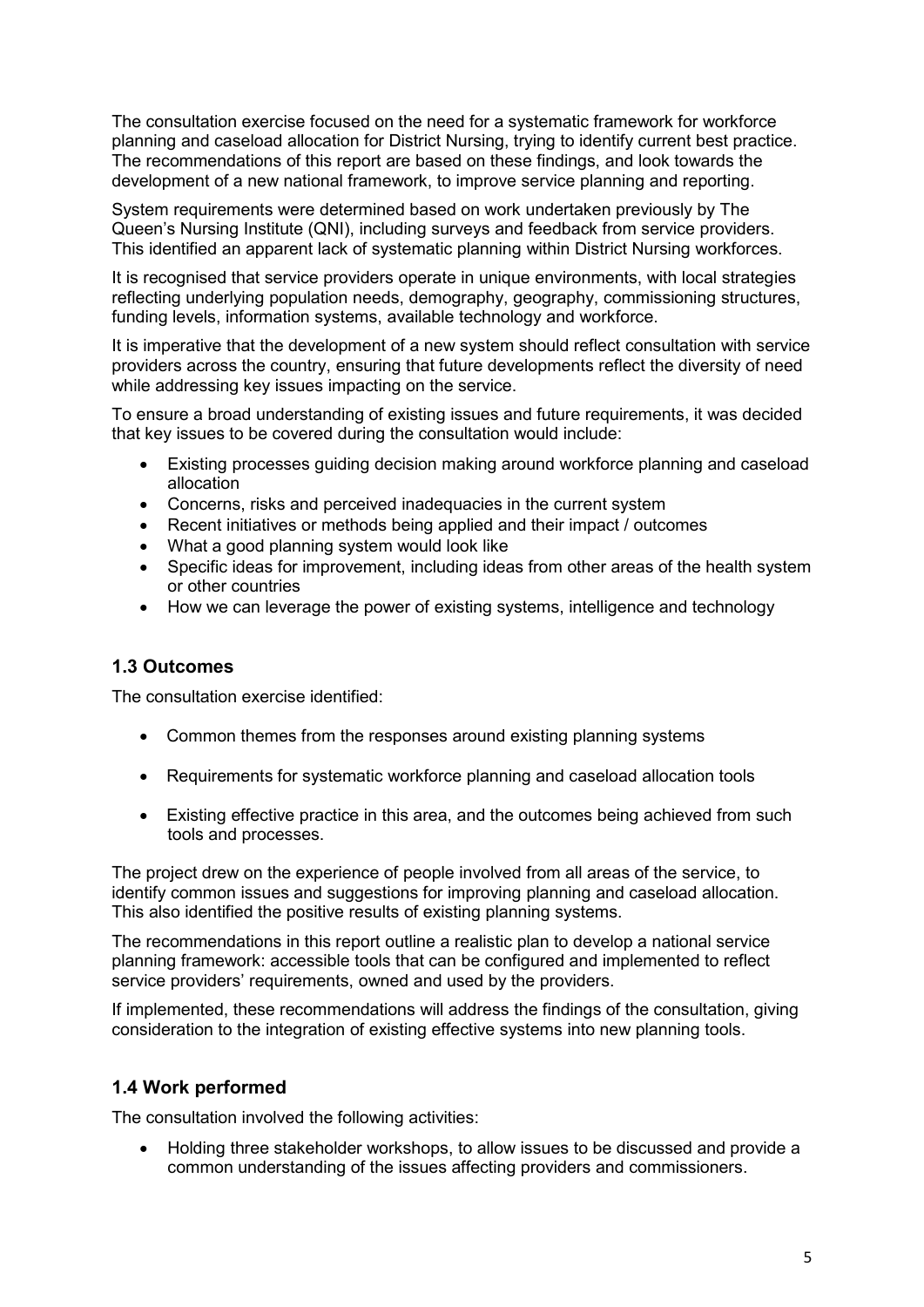The consultation exercise focused on the need for a systematic framework for workforce planning and caseload allocation for District Nursing, trying to identify current best practice. The recommendations of this report are based on these findings, and look towards the development of a new national framework, to improve service planning and reporting.

System requirements were determined based on work undertaken previously by The Queen's Nursing Institute (QNI), including surveys and feedback from service providers. This identified an apparent lack of systematic planning within District Nursing workforces.

It is recognised that service providers operate in unique environments, with local strategies reflecting underlying population needs, demography, geography, commissioning structures, funding levels, information systems, available technology and workforce.

It is imperative that the development of a new system should reflect consultation with service providers across the country, ensuring that future developments reflect the diversity of need while addressing key issues impacting on the service.

To ensure a broad understanding of existing issues and future requirements, it was decided that key issues to be covered during the consultation would include:

- Existing processes guiding decision making around workforce planning and caseload allocation
- Concerns, risks and perceived inadequacies in the current system
- Recent initiatives or methods being applied and their impact / outcomes
- What a good planning system would look like
- Specific ideas for improvement, including ideas from other areas of the health system or other countries
- How we can leverage the power of existing systems, intelligence and technology

### 1.3 Outcomes

The consultation exercise identified:

- Common themes from the responses around existing planning systems
- Requirements for systematic workforce planning and caseload allocation tools
- Existing effective practice in this area, and the outcomes being achieved from such tools and processes.

The project drew on the experience of people involved from all areas of the service, to identify common issues and suggestions for improving planning and caseload allocation. This also identified the positive results of existing planning systems.

The recommendations in this report outline a realistic plan to develop a national service planning framework: accessible tools that can be configured and implemented to reflect service providers' requirements, owned and used by the providers.

If implemented, these recommendations will address the findings of the consultation, giving consideration to the integration of existing effective systems into new planning tools.

### 1.4 Work performed

The consultation involved the following activities:

- Holding three stakeholder workshops, to allow issues to be discussed and provide a common understanding of the issues affecting providers and commissioners.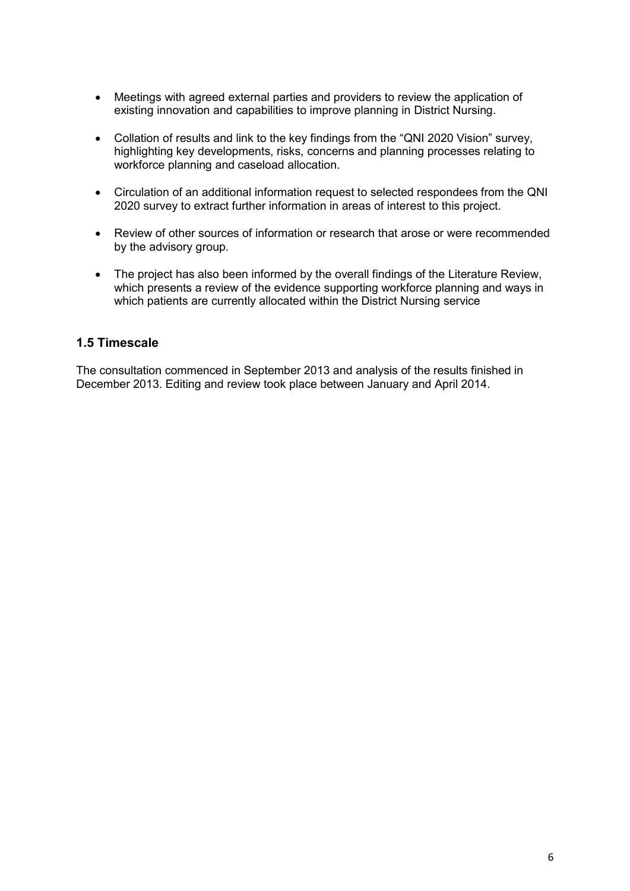- Meetings with agreed external parties and providers to review the application of existing innovation and capabilities to improve planning in District Nursing.
- Collation of results and link to the key findings from the "QNI 2020 Vision" survey, highlighting key developments, risks, concerns and planning processes relating to workforce planning and caseload allocation.
- Circulation of an additional information request to selected respondees from the QNI 2020 survey to extract further information in areas of interest to this project.
- Review of other sources of information or research that arose or were recommended by the advisory group.
- The project has also been informed by the overall findings of the Literature Review, which presents a review of the evidence supporting workforce planning and ways in which patients are currently allocated within the District Nursing service

### 1.5 Timescale

The consultation commenced in September 2013 and analysis of the results finished in December 2013. Editing and review took place between January and April 2014.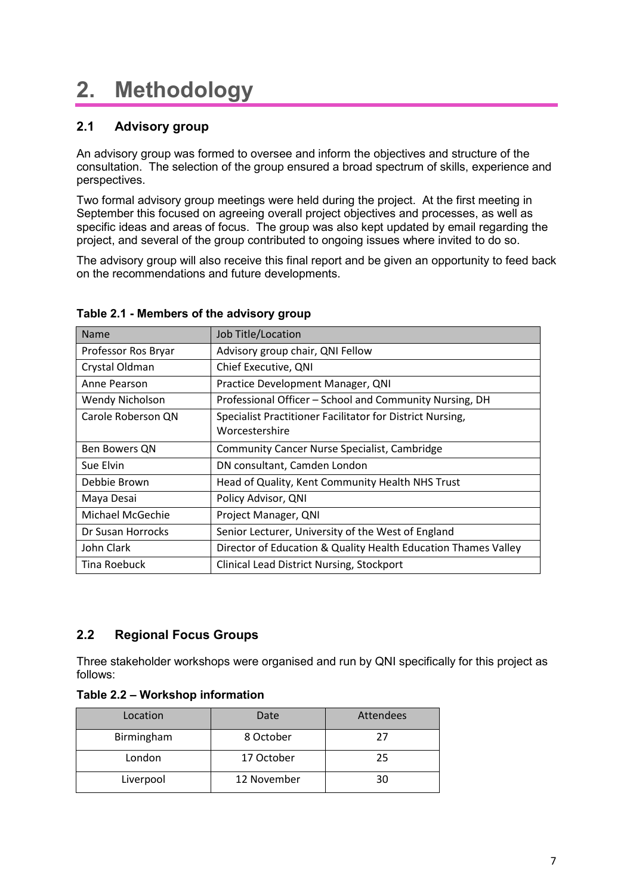# 2. Methodology

## 2.1 Advisory group

An advisory group was formed to oversee and inform the objectives and structure of the consultation. The selection of the group ensured a broad spectrum of skills, experience and perspectives.

Two formal advisory group meetings were held during the project. At the first meeting in September this focused on agreeing overall project objectives and processes, as well as specific ideas and areas of focus. The group was also kept updated by email regarding the project, and several of the group contributed to ongoing issues where invited to do so.

The advisory group will also receive this final report and be given an opportunity to feed back on the recommendations and future developments.

**Table 2.1 - Members of the advisory group**

| Name | Job Title/Location |
|---|---|
| Professor Ros Bryar | Advisory group chair, QNI Fellow |
| Crystal Oldman | Chief Executive, QNI |
| Anne Pearson | Practice Development Manager, QNI |
| Wendy Nicholson | Professional Officer – School and Community Nursing, DH |
| Carole Roberson QN | Specialist Practitioner Facilitator for District Nursing, Worcestershire |
| Ben Bowers QN | Community Cancer Nurse Specialist, Cambridge |
| Sue Elvin | DN consultant, Camden London |
| Debbie Brown | Head of Quality, Kent Community Health NHS Trust |
| Maya Desai | Policy Advisor, QNI |
| Michael McGechie | Project Manager, QNI |
| Dr Susan Horrocks | Senior Lecturer, University of the West of England |
| John Clark | Director of Education & Quality Health Education Thames Valley |
| Tina Roebuck | Clinical Lead District Nursing, Stockport |

## 2.2 Regional Focus Groups

Three stakeholder workshops were organised and run by QNI specifically for this project as follows:

**Table 2.2 – Workshop information**

| Location | Date | Attendees |
|---|---|---|
| Birmingham | 8 October | 27 |
| London | 17 October | 25 |
| Liverpool | 12 November | 30 |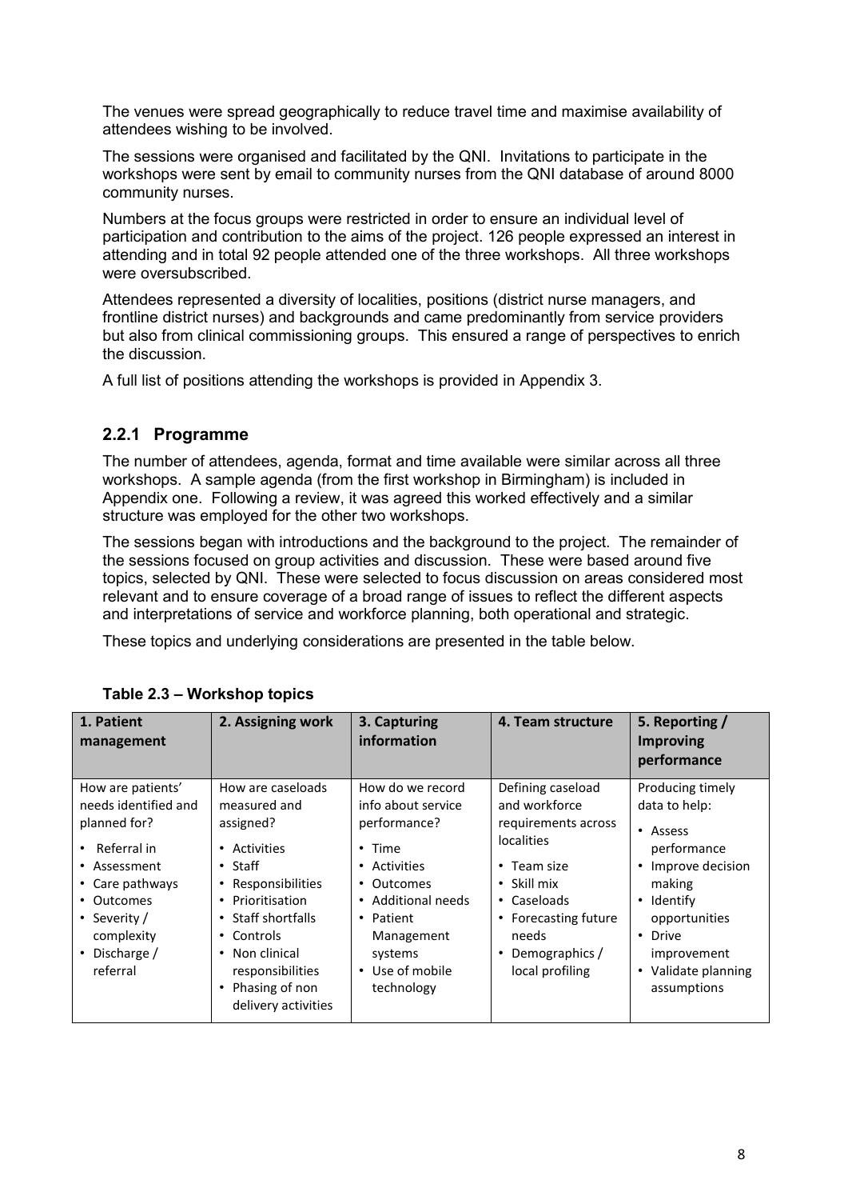The venues were spread geographically to reduce travel time and maximise availability of attendees wishing to be involved.

The sessions were organised and facilitated by the QNI. Invitations to participate in the workshops were sent by email to community nurses from the QNI database of around 8000 community nurses.

Numbers at the focus groups were restricted in order to ensure an individual level of participation and contribution to the aims of the project. 126 people expressed an interest in attending and in total 92 people attended one of the three workshops. All three workshops were oversubscribed.

Attendees represented a diversity of localities, positions (district nurse managers, and frontline district nurses) and backgrounds and came predominantly from service providers but also from clinical commissioning groups. This ensured a range of perspectives to enrich the discussion.

A full list of positions attending the workshops is provided in Appendix 3.

### 2.2.1 Programme

The number of attendees, agenda, format and time available were similar across all three workshops. A sample agenda (from the first workshop in Birmingham) is included in Appendix one. Following a review, it was agreed this worked effectively and a similar structure was employed for the other two workshops.

The sessions began with introductions and the background to the project. The remainder of the sessions focused on group activities and discussion. These were based around five topics, selected by QNI. These were selected to focus discussion on areas considered most relevant and to ensure coverage of a broad range of issues to reflect the different aspects and interpretations of service and workforce planning, both operational and strategic.

These topics and underlying considerations are presented in the table below.

**Table 2.3 – Workshop topics**

| 1. Patient management | 2. Assigning work | 3. Capturing information | 4. Team structure | 5. Reporting / Improving performance |
|---|---|---|---|---|
| How are patients' needs identified and planned for?<br>• Referral in<br>• Assessment<br>• Care pathways<br>• Outcomes<br>• Severity / complexity<br>• Discharge / referral | How are caseloads measured and assigned?<br>• Activities<br>• Staff<br>• Responsibilities<br>• Prioritisation<br>• Staff shortfalls<br>• Controls<br>• Non clinical responsibilities<br>• Phasing of non delivery activities | How do we record info about service performance?<br>• Time<br>• Activities<br>• Outcomes<br>• Additional needs<br>• Patient Management systems<br>• Use of mobile technology | Defining caseload and workforce requirements across localities<br>• Team size<br>• Skill mix<br>• Caseloads<br>• Forecasting future needs<br>• Demographics / local profiling | Producing timely data to help:<br>• Assess performance<br>• Improve decision making<br>• Identify opportunities<br>• Drive improvement<br>• Validate planning assumptions |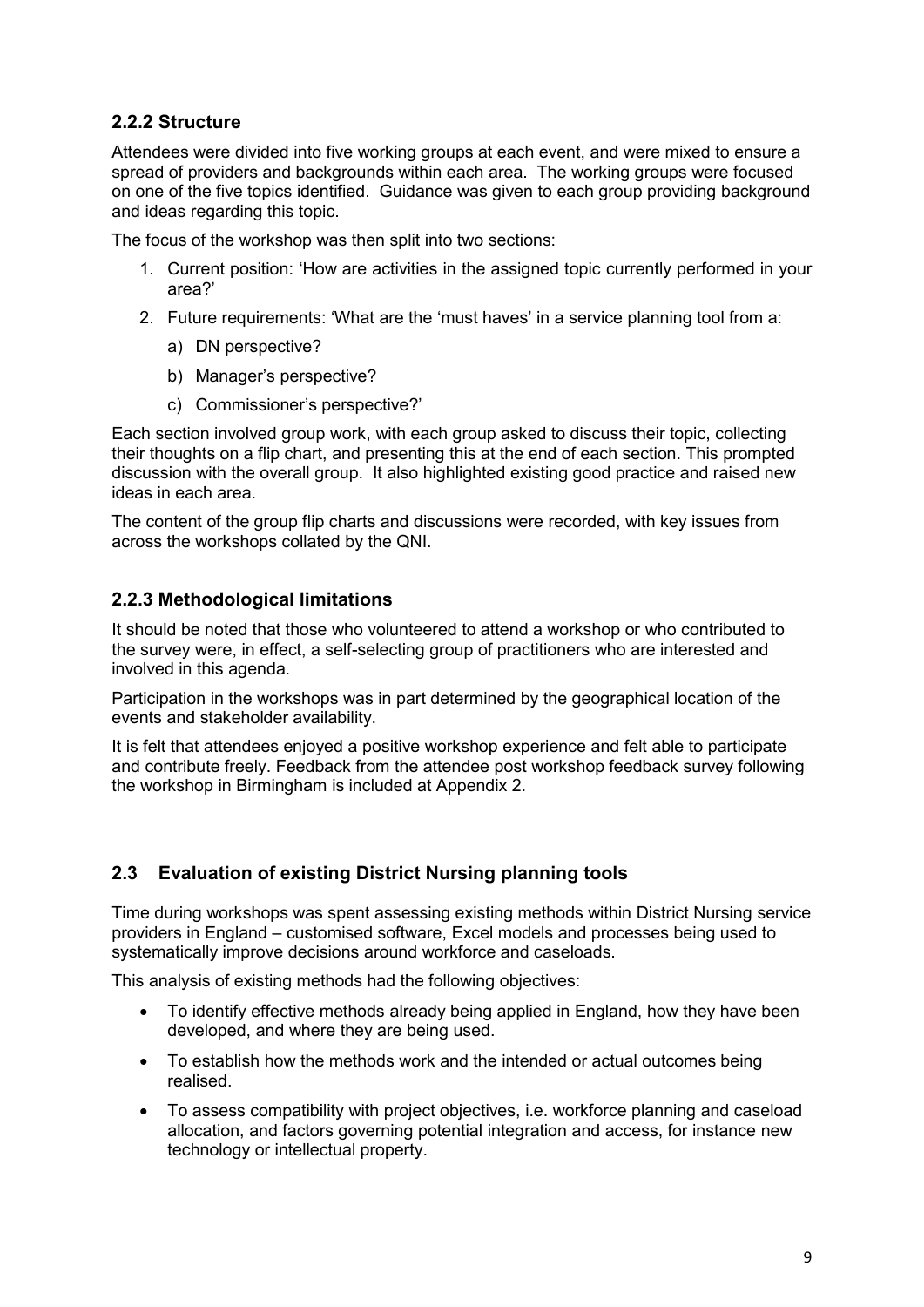### 2.2.2 Structure

Attendees were divided into five working groups at each event, and were mixed to ensure a spread of providers and backgrounds within each area. The working groups were focused on one of the five topics identified. Guidance was given to each group providing background and ideas regarding this topic.

The focus of the workshop was then split into two sections:

1. Current position: 'How are activities in the assigned topic currently performed in your area?'
2. Future requirements: 'What are the 'must haves' in a service planning tool from a:
    a) DN perspective?
    b) Manager's perspective?
    c) Commissioner's perspective?'

Each section involved group work, with each group asked to discuss their topic, collecting their thoughts on a flip chart, and presenting this at the end of each section. This prompted discussion with the overall group. It also highlighted existing good practice and raised new ideas in each area.

The content of the group flip charts and discussions were recorded, with key issues from across the workshops collated by the QNI.

### 2.2.3 Methodological limitations

It should be noted that those who volunteered to attend a workshop or who contributed to the survey were, in effect, a self-selecting group of practitioners who are interested and involved in this agenda.

Participation in the workshops was in part determined by the geographical location of the events and stakeholder availability.

It is felt that attendees enjoyed a positive workshop experience and felt able to participate and contribute freely. Feedback from the attendee post workshop feedback survey following the workshop in Birmingham is included at Appendix 2.

## 2.3 Evaluation of existing District Nursing planning tools

Time during workshops was spent assessing existing methods within District Nursing service providers in England – customised software, Excel models and processes being used to systematically improve decisions around workforce and caseloads.

This analysis of existing methods had the following objectives:

- To identify effective methods already being applied in England, how they have been developed, and where they are being used.
- To establish how the methods work and the intended or actual outcomes being realised.
- To assess compatibility with project objectives, i.e. workforce planning and caseload allocation, and factors governing potential integration and access, for instance new technology or intellectual property.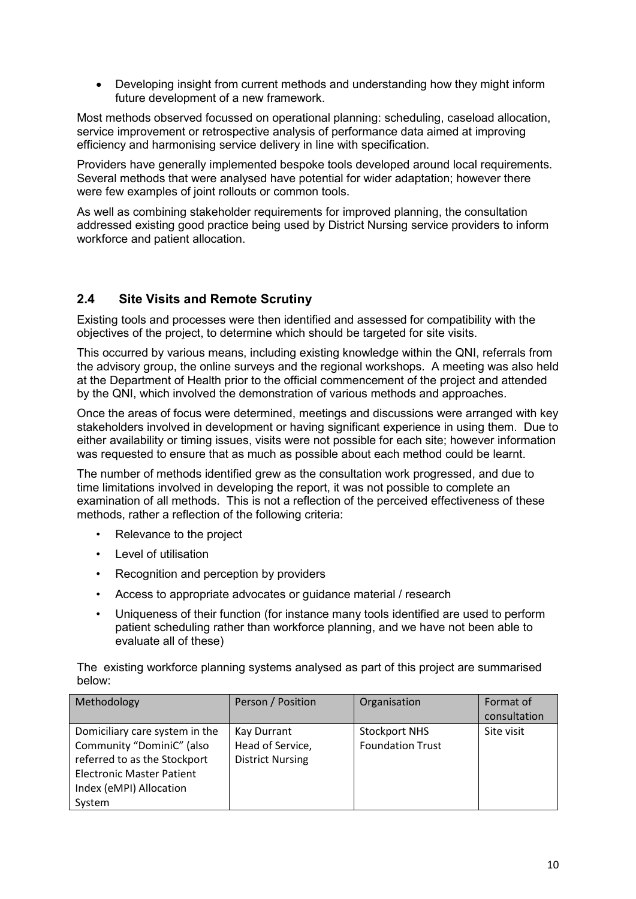- Developing insight from current methods and understanding how they might inform future development of a new framework.

Most methods observed focussed on operational planning: scheduling, caseload allocation, service improvement or retrospective analysis of performance data aimed at improving efficiency and harmonising service delivery in line with specification.

Providers have generally implemented bespoke tools developed around local requirements. Several methods that were analysed have potential for wider adaptation; however there were few examples of joint rollouts or common tools.

As well as combining stakeholder requirements for improved planning, the consultation addressed existing good practice being used by District Nursing service providers to inform workforce and patient allocation.

## 2.4 Site Visits and Remote Scrutiny

Existing tools and processes were then identified and assessed for compatibility with the objectives of the project, to determine which should be targeted for site visits.

This occurred by various means, including existing knowledge within the QNI, referrals from the advisory group, the online surveys and the regional workshops. A meeting was also held at the Department of Health prior to the official commencement of the project and attended by the QNI, which involved the demonstration of various methods and approaches.

Once the areas of focus were determined, meetings and discussions were arranged with key stakeholders involved in development or having significant experience in using them. Due to either availability or timing issues, visits were not possible for each site; however information was requested to ensure that as much as possible about each method could be learnt.

The number of methods identified grew as the consultation work progressed, and due to time limitations involved in developing the report, it was not possible to complete an examination of all methods. This is not a reflection of the perceived effectiveness of these methods, rather a reflection of the following criteria:

- Relevance to the project
- Level of utilisation
- Recognition and perception by providers
- Access to appropriate advocates or guidance material / research
- Uniqueness of their function (for instance many tools identified are used to perform patient scheduling rather than workforce planning, and we have not been able to evaluate all of these)

The existing workforce planning systems analysed as part of this project are summarised below:

| Methodology | Person / Position | Organisation | Format of consultation |
|---|---|---|---|
| Domiciliary care system in the Community "DominiC" (also referred to as the Stockport Electronic Master Patient Index (eMPI) Allocation System | Kay Durrant Head of Service, District Nursing | Stockport NHS Foundation Trust | Site visit |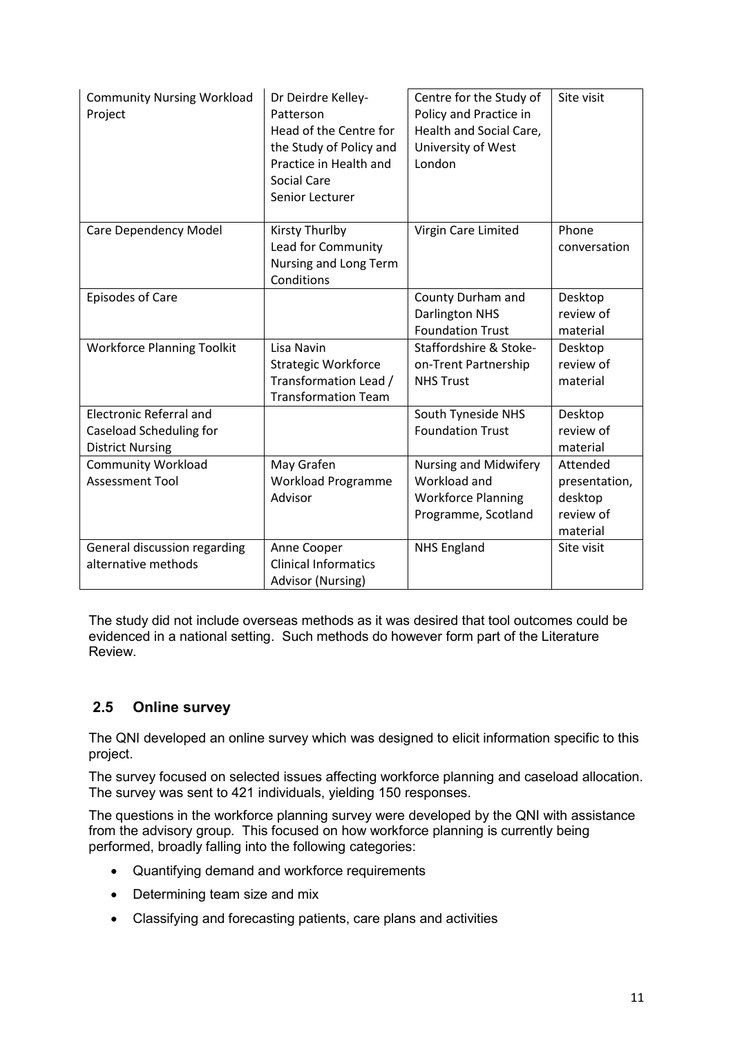| Community Nursing Workload Project | Dr Deirdre Kelley-Patterson<br>Head of the Centre for the Study of Policy and Practice in Health and Social Care<br>Senior Lecturer | Centre for the Study of Policy and Practice in Health and Social Care, University of West London | Site visit |
|---|---|---|---|
| Care Dependency Model | Kirsty Thurlby<br>Lead for Community Nursing and Long Term Conditions | Virgin Care Limited | Phone conversation |
| Episodes of Care | | County Durham and Darlington NHS Foundation Trust | Desktop review of material |
| Workforce Planning Toolkit | Lisa Navin<br>Strategic Workforce Transformation Lead / Transformation Team | Staffordshire & Stoke-on-Trent Partnership NHS Trust | Desktop review of material |
| Electronic Referral and Caseload Scheduling for District Nursing | | South Tyneside NHS Foundation Trust | Desktop review of material |
| Community Workload Assessment Tool | May Grafen<br>Workload Programme Advisor | Nursing and Midwifery Workload and Workforce Planning Programme, Scotland | Attended presentation, desktop review of material |
| General discussion regarding alternative methods | Anne Cooper<br>Clinical Informatics Advisor (Nursing) | NHS England | Site visit |

The study did not include overseas methods as it was desired that tool outcomes could be evidenced in a national setting. Such methods do however form part of the Literature Review.

## 2.5 Online survey

The QNI developed an online survey which was designed to elicit information specific to this project.

The survey focused on selected issues affecting workforce planning and caseload allocation. The survey was sent to 421 individuals, yielding 150 responses.

The questions in the workforce planning survey were developed by the QNI with assistance from the advisory group. This focused on how workforce planning is currently being performed, broadly falling into the following categories:

- Quantifying demand and workforce requirements
- Determining team size and mix
- Classifying and forecasting patients, care plans and activities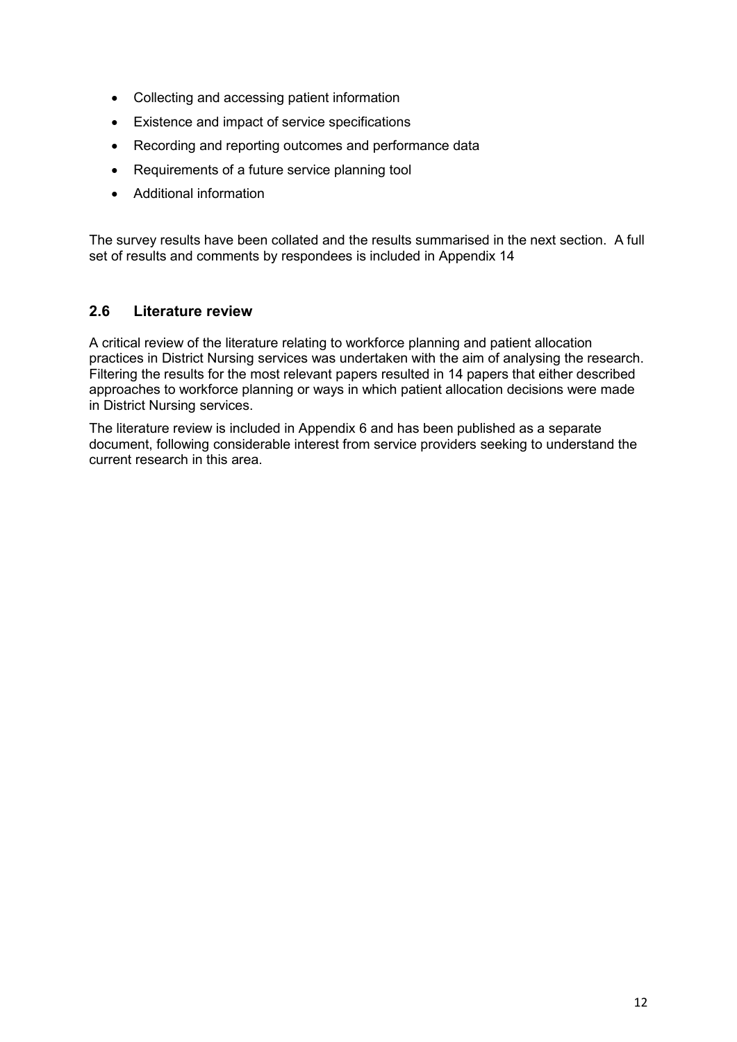- Collecting and accessing patient information
- Existence and impact of service specifications
- Recording and reporting outcomes and performance data
- Requirements of a future service planning tool
- Additional information

The survey results have been collated and the results summarised in the next section. A full set of results and comments by respondees is included in Appendix 14

## 2.6 Literature review

A critical review of the literature relating to workforce planning and patient allocation practices in District Nursing services was undertaken with the aim of analysing the research. Filtering the results for the most relevant papers resulted in 14 papers that either described approaches to workforce planning or ways in which patient allocation decisions were made in District Nursing services.

The literature review is included in Appendix 6 and has been published as a separate document, following considerable interest from service providers seeking to understand the current research in this area.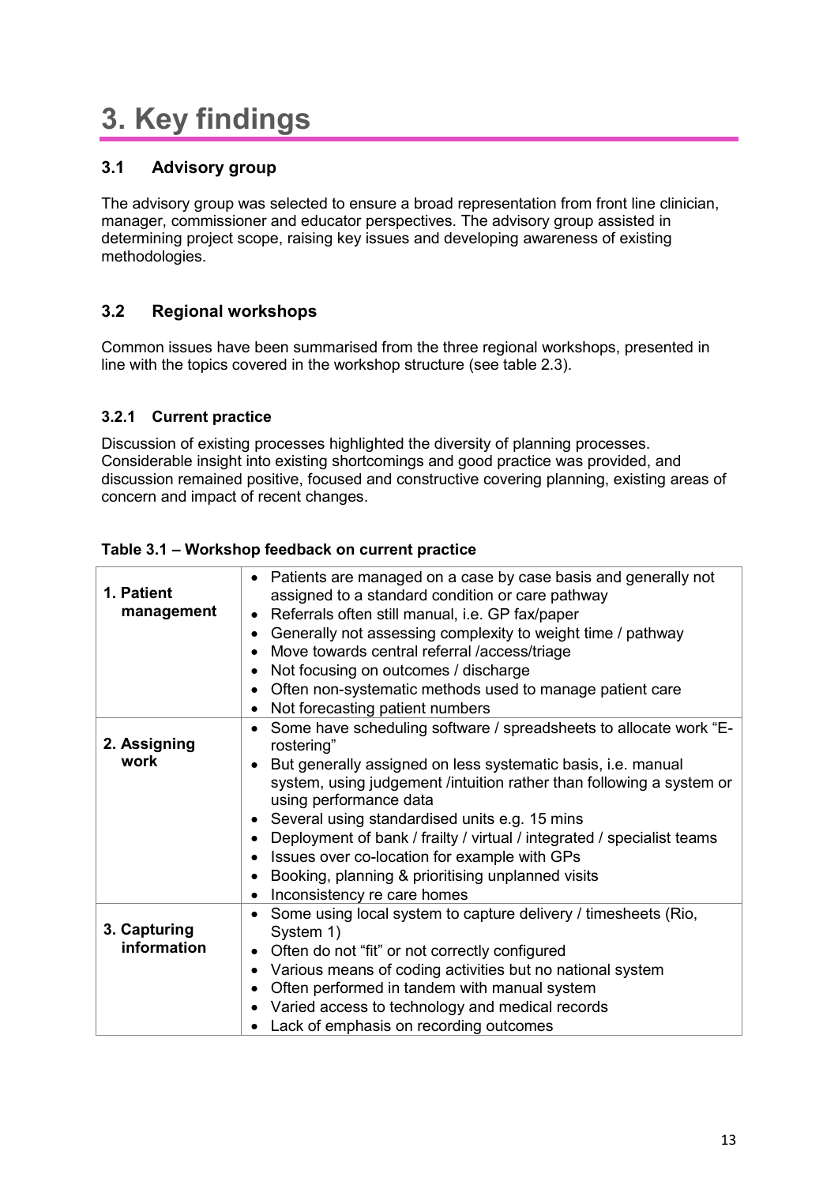# 3. Key findings

## 3.1 Advisory group

The advisory group was selected to ensure a broad representation from front line clinician, manager, commissioner and educator perspectives. The advisory group assisted in determining project scope, raising key issues and developing awareness of existing methodologies.

## 3.2 Regional workshops

Common issues have been summarised from the three regional workshops, presented in line with the topics covered in the workshop structure (see table 2.3).

### 3.2.1 Current practice

Discussion of existing processes highlighted the diversity of planning processes. Considerable insight into existing shortcomings and good practice was provided, and discussion remained positive, focused and constructive covering planning, existing areas of concern and impact of recent changes.

**Table 3.1 – Workshop feedback on current practice**

| | |
|---|---|
| **1. Patient management** | • Patients are managed on a case by case basis and generally not assigned to a standard condition or care pathway<br>• Referrals often still manual, i.e. GP fax/paper<br>• Generally not assessing complexity to weight time / pathway<br>• Move towards central referral /access/triage<br>• Not focusing on outcomes / discharge<br>• Often non-systematic methods used to manage patient care<br>• Not forecasting patient numbers |
| **2. Assigning work** | • Some have scheduling software / spreadsheets to allocate work "E-rostering"<br>• But generally assigned on less systematic basis, i.e. manual system, using judgement /intuition rather than following a system or using performance data<br>• Several using standardised units e.g. 15 mins<br>• Deployment of bank / frailty / virtual / integrated / specialist teams<br>• Issues over co-location for example with GPs<br>• Booking, planning & prioritising unplanned visits<br>• Inconsistency re care homes |
| **3. Capturing information** | • Some using local system to capture delivery / timesheets (Rio, System 1)<br>• Often do not "fit" or not correctly configured<br>• Various means of coding activities but no national system<br>• Often performed in tandem with manual system<br>• Varied access to technology and medical records<br>• Lack of emphasis on recording outcomes |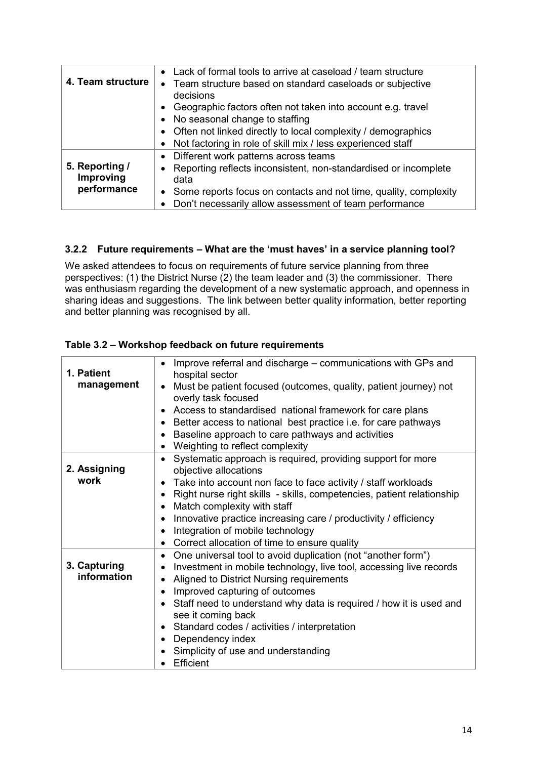| | |
|---|---|
| **4. Team structure** | • Lack of formal tools to arrive at caseload / team structure<br>• Team structure based on standard caseloads or subjective decisions<br>• Geographic factors often not taken into account e.g. travel<br>• No seasonal change to staffing<br>• Often not linked directly to local complexity / demographics<br>• Not factoring in role of skill mix / less experienced staff |
| **5. Reporting / Improving performance** | • Different work patterns across teams<br>• Reporting reflects inconsistent, non-standardised or incomplete data<br>• Some reports focus on contacts and not time, quality, complexity<br>• Don't necessarily allow assessment of team performance |

### 3.2.2 Future requirements – What are the 'must haves' in a service planning tool?

We asked attendees to focus on requirements of future service planning from three perspectives: (1) the District Nurse (2) the team leader and (3) the commissioner. There was enthusiasm regarding the development of a new systematic approach, and openness in sharing ideas and suggestions. The link between better quality information, better reporting and better planning was recognised by all.

**Table 3.2 – Workshop feedback on future requirements**

| | |
|---|---|
| **1. Patient management** | • Improve referral and discharge – communications with GPs and hospital sector<br>• Must be patient focused (outcomes, quality, patient journey) not overly task focused<br>• Access to standardised national framework for care plans<br>• Better access to national best practice i.e. for care pathways<br>• Baseline approach to care pathways and activities<br>• Weighting to reflect complexity |
| **2. Assigning work** | • Systematic approach is required, providing support for more objective allocations<br>• Take into account non face to face activity / staff workloads<br>• Right nurse right skills - skills, competencies, patient relationship<br>• Match complexity with staff<br>• Innovative practice increasing care / productivity / efficiency<br>• Integration of mobile technology<br>• Correct allocation of time to ensure quality |
| **3. Capturing information** | • One universal tool to avoid duplication (not "another form")<br>• Investment in mobile technology, live tool, accessing live records<br>• Aligned to District Nursing requirements<br>• Improved capturing of outcomes<br>• Staff need to understand why data is required / how it is used and see it coming back<br>• Standard codes / activities / interpretation<br>• Dependency index<br>• Simplicity of use and understanding<br>• Efficient |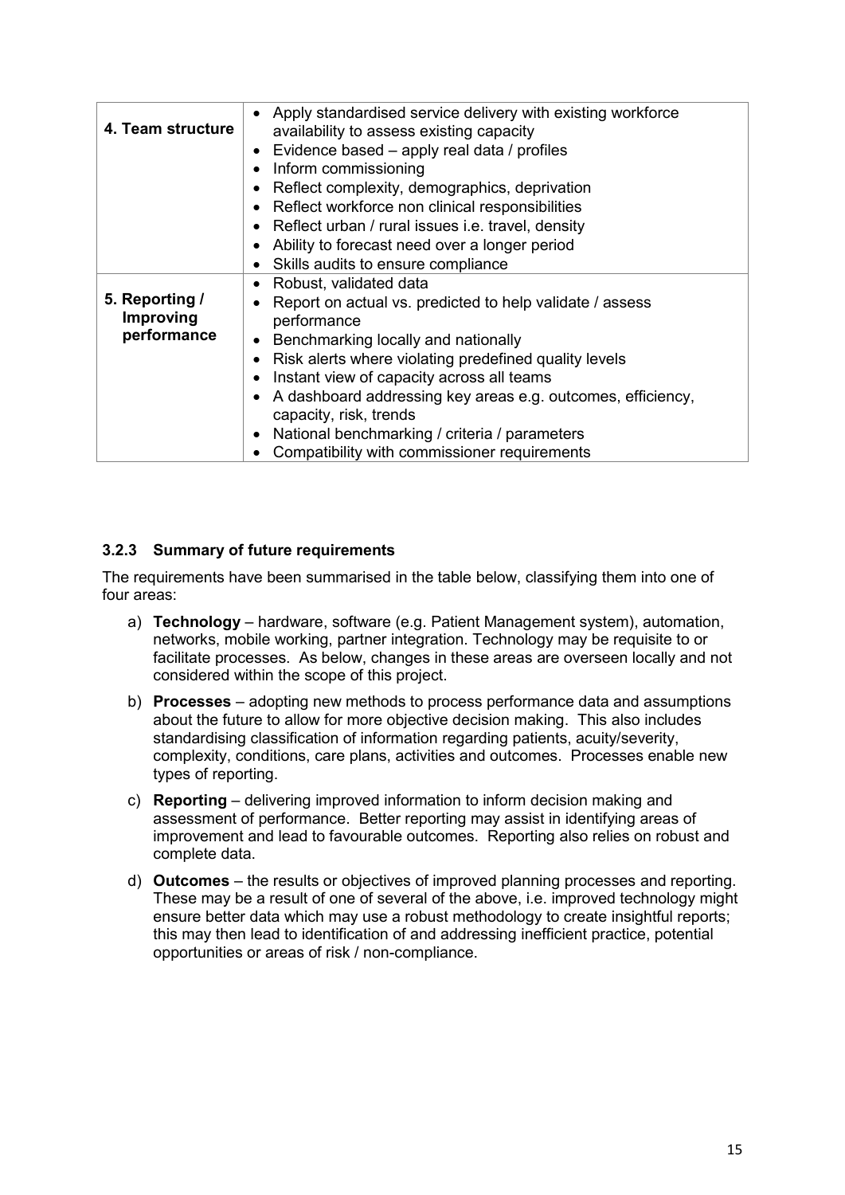| | |
|---|---|
| **4. Team structure** | • Apply standardised service delivery with existing workforce availability to assess existing capacity<br>• Evidence based – apply real data / profiles<br>• Inform commissioning<br>• Reflect complexity, demographics, deprivation<br>• Reflect workforce non clinical responsibilities<br>• Reflect urban / rural issues i.e. travel, density<br>• Ability to forecast need over a longer period<br>• Skills audits to ensure compliance |
| **5. Reporting / Improving performance** | • Robust, validated data<br>• Report on actual vs. predicted to help validate / assess performance<br>• Benchmarking locally and nationally<br>• Risk alerts where violating predefined quality levels<br>• Instant view of capacity across all teams<br>• A dashboard addressing key areas e.g. outcomes, efficiency, capacity, risk, trends<br>• National benchmarking / criteria / parameters<br>• Compatibility with commissioner requirements |

### 3.2.3 Summary of future requirements

The requirements have been summarised in the table below, classifying them into one of four areas:

a) **Technology** – hardware, software (e.g. Patient Management system), automation, networks, mobile working, partner integration. Technology may be requisite to or facilitate processes. As below, changes in these areas are overseen locally and not considered within the scope of this project.

b) **Processes** – adopting new methods to process performance data and assumptions about the future to allow for more objective decision making. This also includes standardising classification of information regarding patients, acuity/severity, complexity, conditions, care plans, activities and outcomes. Processes enable new types of reporting.

c) **Reporting** – delivering improved information to inform decision making and assessment of performance. Better reporting may assist in identifying areas of improvement and lead to favourable outcomes. Reporting also relies on robust and complete data.

d) **Outcomes** – the results or objectives of improved planning processes and reporting. These may be a result of one of several of the above, i.e. improved technology might ensure better data which may use a robust methodology to create insightful reports; this may then lead to identification of and addressing inefficient practice, potential opportunities or areas of risk / non-compliance.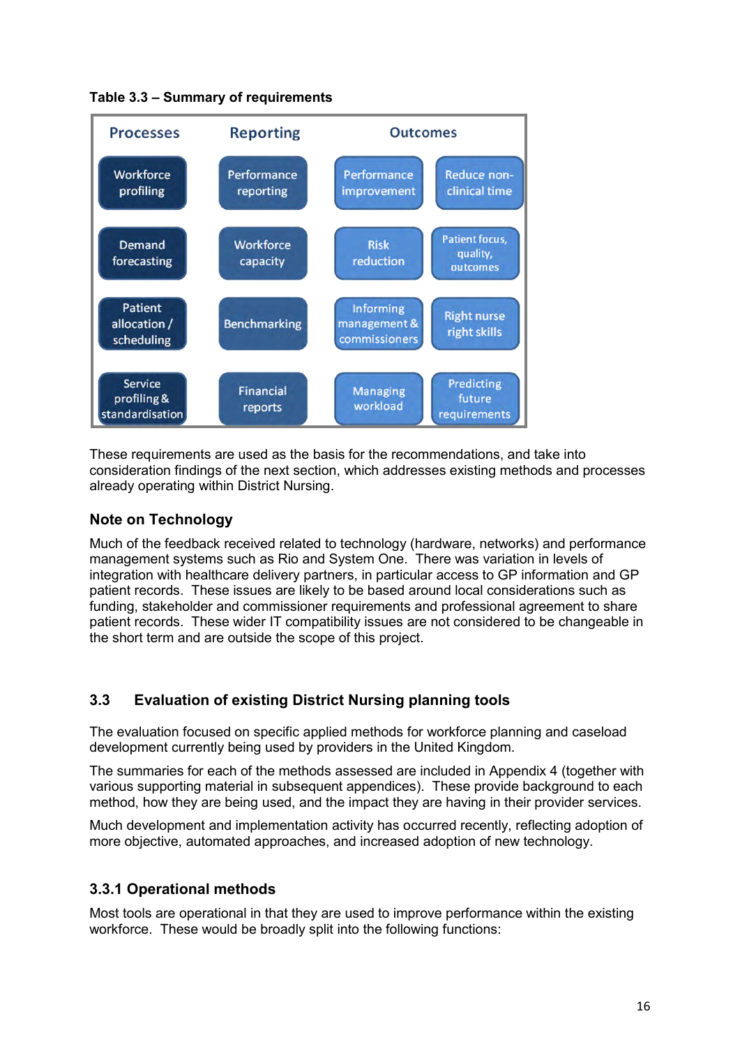**Table 3.3 – Summary of requirements**

| Processes | Reporting | Outcomes | |
|---|---|---|---|
| Workforce profiling | Performance reporting | Performance improvement | Reduce non-clinical time |
| Demand forecasting | Workforce capacity | Risk reduction | Patient focus, quality, outcomes |
| Patient allocation / scheduling | Benchmarking | Informing management & commissioners | Right nurse right skills |
| Service profiling & standardisation | Financial reports | Managing workload | Predicting future requirements |

These requirements are used as the basis for the recommendations, and take into consideration findings of the next section, which addresses existing methods and processes already operating within District Nursing.

### Note on Technology

Much of the feedback received related to technology (hardware, networks) and performance management systems such as Rio and System One. There was variation in levels of integration with healthcare delivery partners, in particular access to GP information and GP patient records. These issues are likely to be based around local considerations such as funding, stakeholder and commissioner requirements and professional agreement to share patient records. These wider IT compatibility issues are not considered to be changeable in the short term and are outside the scope of this project.

## 3.3 Evaluation of existing District Nursing planning tools

The evaluation focused on specific applied methods for workforce planning and caseload development currently being used by providers in the United Kingdom.

The summaries for each of the methods assessed are included in Appendix 4 (together with various supporting material in subsequent appendices). These provide background to each method, how they are being used, and the impact they are having in their provider services.

Much development and implementation activity has occurred recently, reflecting adoption of more objective, automated approaches, and increased adoption of new technology.

### 3.3.1 Operational methods

Most tools are operational in that they are used to improve performance within the existing workforce. These would be broadly split into the following functions: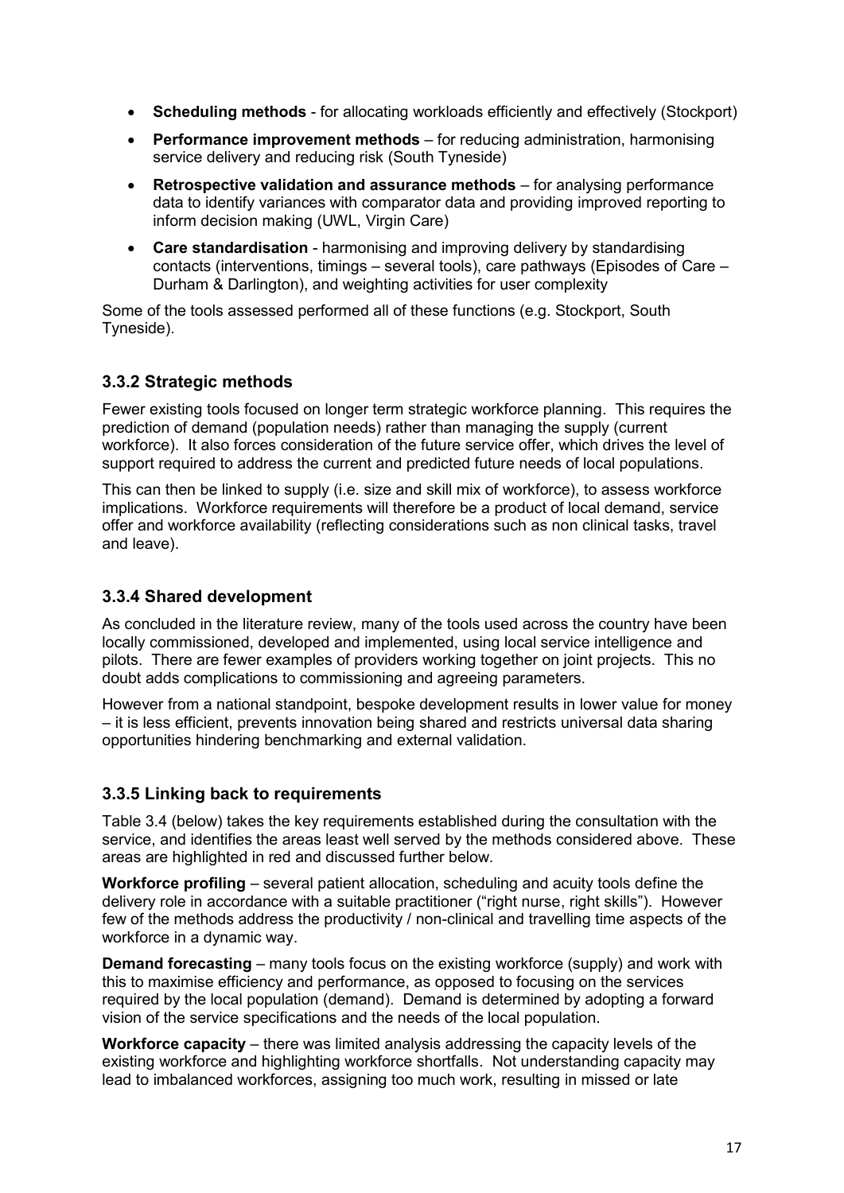- **Scheduling methods** - for allocating workloads efficiently and effectively (Stockport)
- **Performance improvement methods** – for reducing administration, harmonising service delivery and reducing risk (South Tyneside)
- **Retrospective validation and assurance methods** – for analysing performance data to identify variances with comparator data and providing improved reporting to inform decision making (UWL, Virgin Care)
- **Care standardisation** - harmonising and improving delivery by standardising contacts (interventions, timings – several tools), care pathways (Episodes of Care – Durham & Darlington), and weighting activities for user complexity

Some of the tools assessed performed all of these functions (e.g. Stockport, South Tyneside).

### 3.3.2 Strategic methods

Fewer existing tools focused on longer term strategic workforce planning. This requires the prediction of demand (population needs) rather than managing the supply (current workforce). It also forces consideration of the future service offer, which drives the level of support required to address the current and predicted future needs of local populations.

This can then be linked to supply (i.e. size and skill mix of workforce), to assess workforce implications. Workforce requirements will therefore be a product of local demand, service offer and workforce availability (reflecting considerations such as non clinical tasks, travel and leave).

### 3.3.4 Shared development

As concluded in the literature review, many of the tools used across the country have been locally commissioned, developed and implemented, using local service intelligence and pilots. There are fewer examples of providers working together on joint projects. This no doubt adds complications to commissioning and agreeing parameters.

However from a national standpoint, bespoke development results in lower value for money – it is less efficient, prevents innovation being shared and restricts universal data sharing opportunities hindering benchmarking and external validation.

### 3.3.5 Linking back to requirements

Table 3.4 (below) takes the key requirements established during the consultation with the service, and identifies the areas least well served by the methods considered above. These areas are highlighted in red and discussed further below.

**Workforce profiling** – several patient allocation, scheduling and acuity tools define the delivery role in accordance with a suitable practitioner ("right nurse, right skills"). However few of the methods address the productivity / non-clinical and travelling time aspects of the workforce in a dynamic way.

**Demand forecasting** – many tools focus on the existing workforce (supply) and work with this to maximise efficiency and performance, as opposed to focusing on the services required by the local population (demand). Demand is determined by adopting a forward vision of the service specifications and the needs of the local population.

**Workforce capacity** – there was limited analysis addressing the capacity levels of the existing workforce and highlighting workforce shortfalls. Not understanding capacity may lead to imbalanced workforces, assigning too much work, resulting in missed or late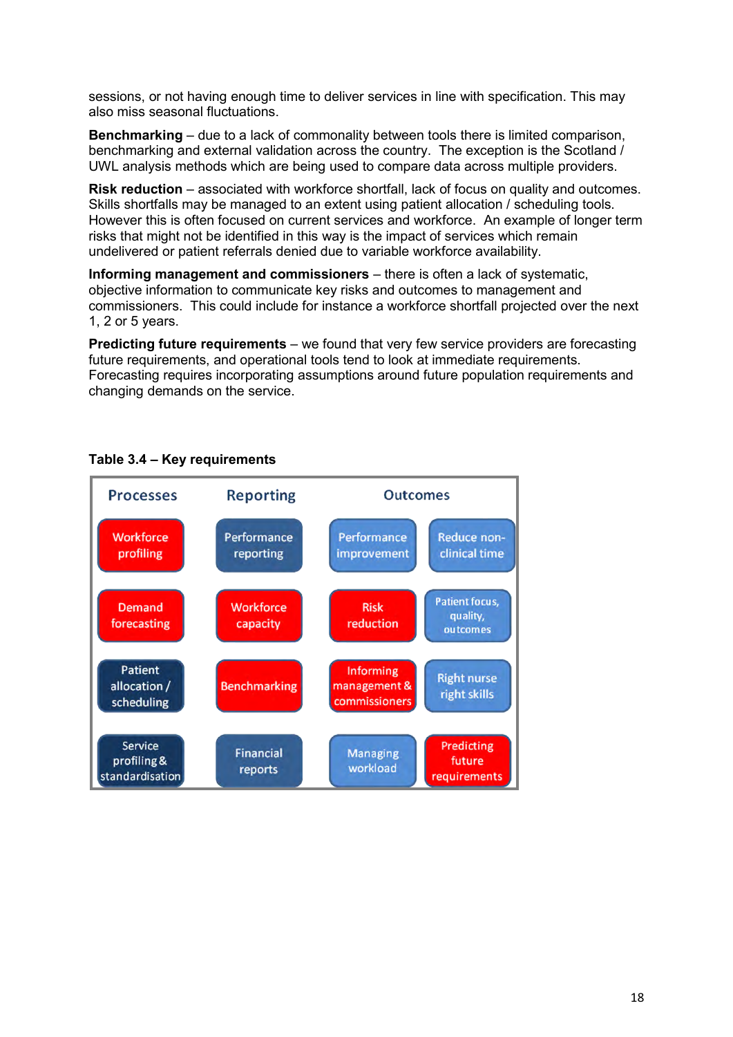sessions, or not having enough time to deliver services in line with specification. This may also miss seasonal fluctuations.

**Benchmarking** – due to a lack of commonality between tools there is limited comparison, benchmarking and external validation across the country. The exception is the Scotland / UWL analysis methods which are being used to compare data across multiple providers.

**Risk reduction** – associated with workforce shortfall, lack of focus on quality and outcomes. Skills shortfalls may be managed to an extent using patient allocation / scheduling tools. However this is often focused on current services and workforce. An example of longer term risks that might not be identified in this way is the impact of services which remain undelivered or patient referrals denied due to variable workforce availability.

**Informing management and commissioners** – there is often a lack of systematic, objective information to communicate key risks and outcomes to management and commissioners. This could include for instance a workforce shortfall projected over the next 1, 2 or 5 years.

**Predicting future requirements** – we found that very few service providers are forecasting future requirements, and operational tools tend to look at immediate requirements. Forecasting requires incorporating assumptions around future population requirements and changing demands on the service.

**Table 3.4 – Key requirements**

| Processes | Reporting | Outcomes | |
|---|---|---|---|
| Workforce profiling | Performance reporting | Performance improvement | Reduce non-clinical time |
| Demand forecasting | Workforce capacity | Risk reduction | Patient focus, quality, outcomes |
| Patient allocation / scheduling | Benchmarking | Informing management & commissioners | Right nurse right skills |
| Service profiling & standardisation | Financial reports | Managing workload | Predicting future requirements |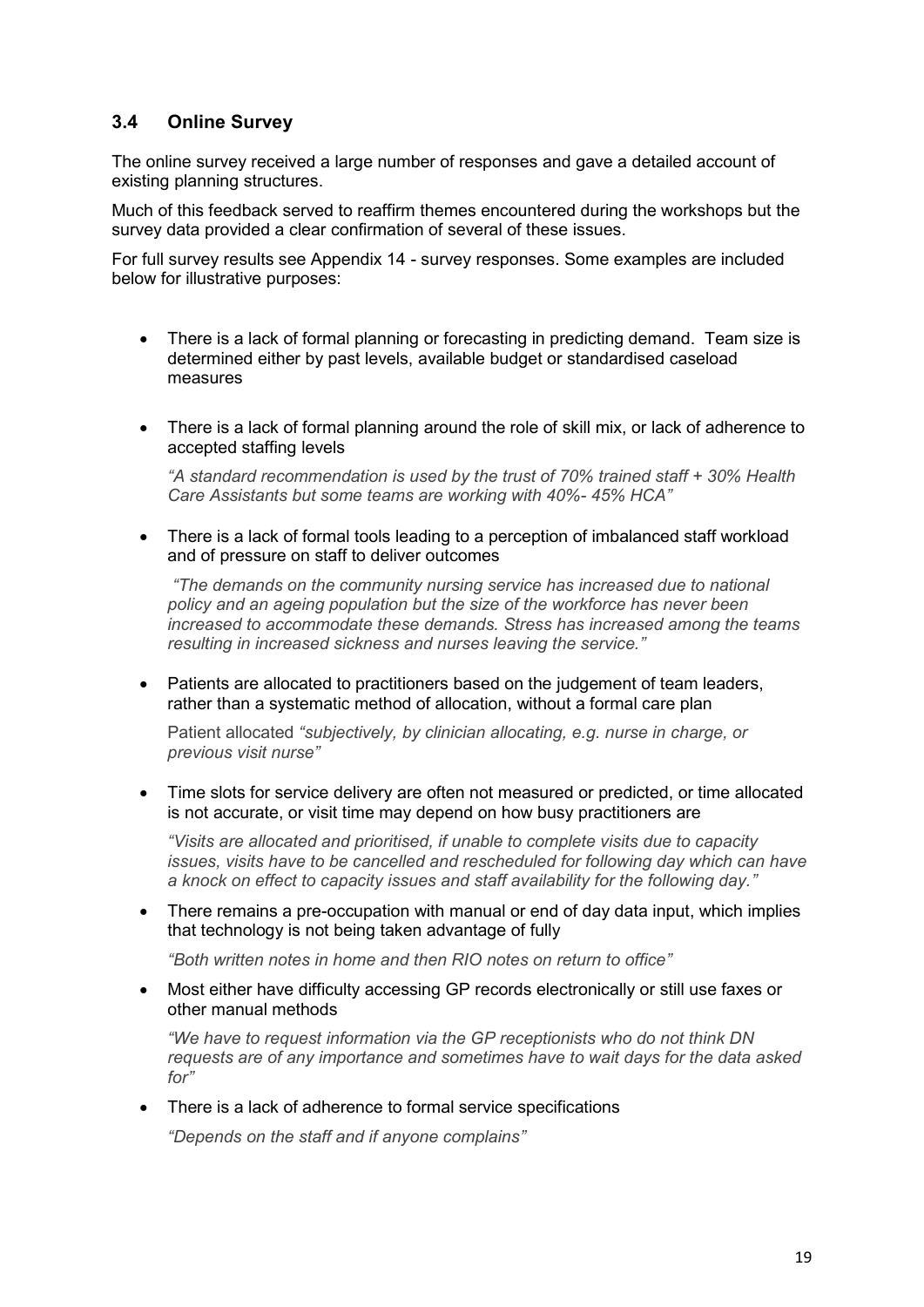### 3.4 Online Survey

The online survey received a large number of responses and gave a detailed account of existing planning structures.

Much of this feedback served to reaffirm themes encountered during the workshops but the survey data provided a clear confirmation of several of these issues.

For full survey results see Appendix 14 - survey responses. Some examples are included below for illustrative purposes:

- There is a lack of formal planning or forecasting in predicting demand. Team size is determined either by past levels, available budget or standardised caseload measures

- There is a lack of formal planning around the role of skill mix, or lack of adherence to accepted staffing levels

  *"A standard recommendation is used by the trust of 70% trained staff + 30% Health Care Assistants but some teams are working with 40%- 45% HCA"*

- There is a lack of formal tools leading to a perception of imbalanced staff workload and of pressure on staff to deliver outcomes

  *"The demands on the community nursing service has increased due to national policy and an ageing population but the size of the workforce has never been increased to accommodate these demands. Stress has increased among the teams resulting in increased sickness and nurses leaving the service."*

- Patients are allocated to practitioners based on the judgement of team leaders, rather than a systematic method of allocation, without a formal care plan

  Patient allocated *"subjectively, by clinician allocating, e.g. nurse in charge, or previous visit nurse"*

- Time slots for service delivery are often not measured or predicted, or time allocated is not accurate, or visit time may depend on how busy practitioners are

  *"Visits are allocated and prioritised, if unable to complete visits due to capacity issues, visits have to be cancelled and rescheduled for following day which can have a knock on effect to capacity issues and staff availability for the following day."*

- There remains a pre-occupation with manual or end of day data input, which implies that technology is not being taken advantage of fully

  *"Both written notes in home and then RIO notes on return to office"*

- Most either have difficulty accessing GP records electronically or still use faxes or other manual methods

  *"We have to request information via the GP receptionists who do not think DN requests are of any importance and sometimes have to wait days for the data asked for"*

- There is a lack of adherence to formal service specifications

  *"Depends on the staff and if anyone complains"*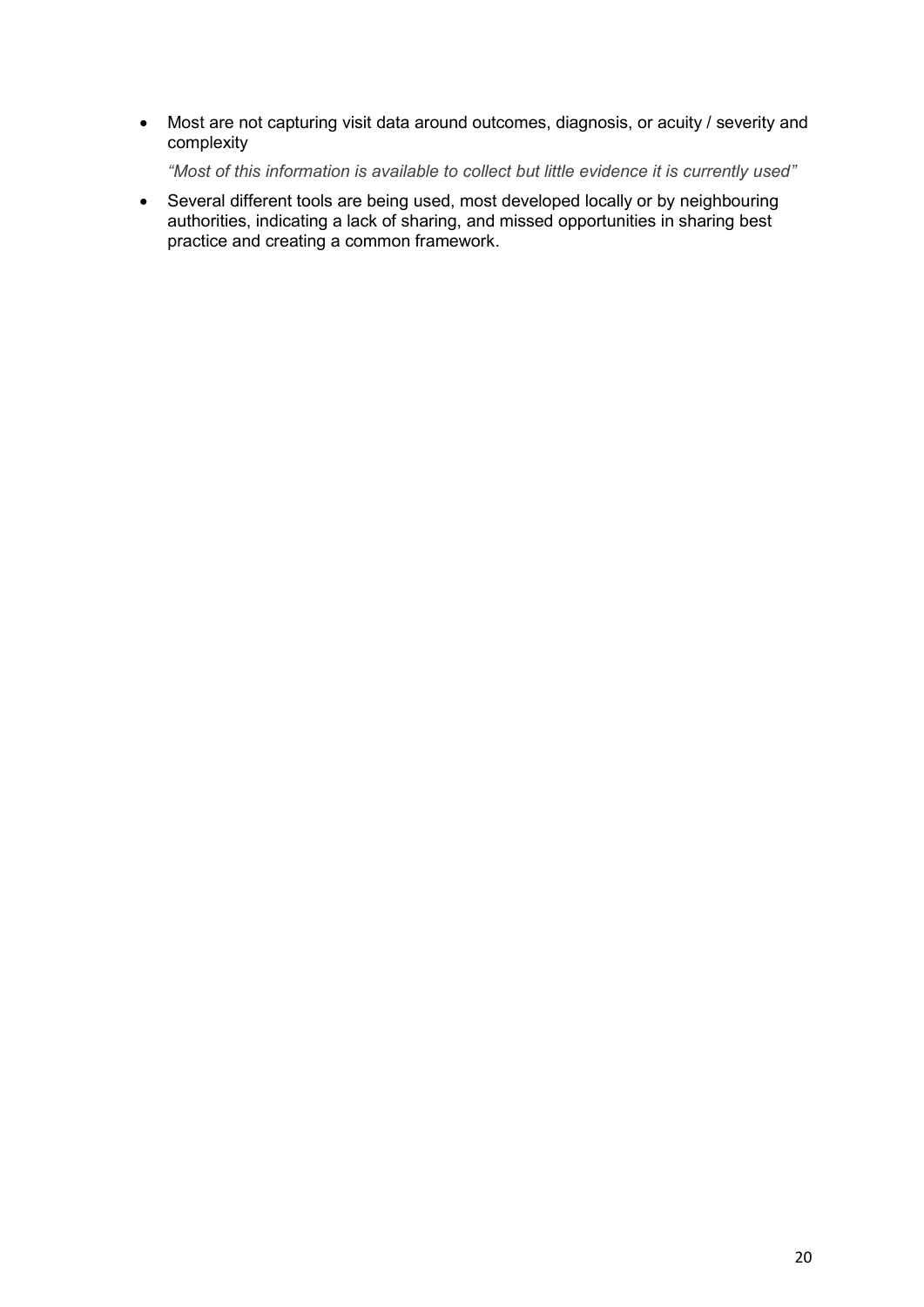- Most are not capturing visit data around outcomes, diagnosis, or acuity / severity and complexity

  *"Most of this information is available to collect but little evidence it is currently used"*

- Several different tools are being used, most developed locally or by neighbouring authorities, indicating a lack of sharing, and missed opportunities in sharing best practice and creating a common framework.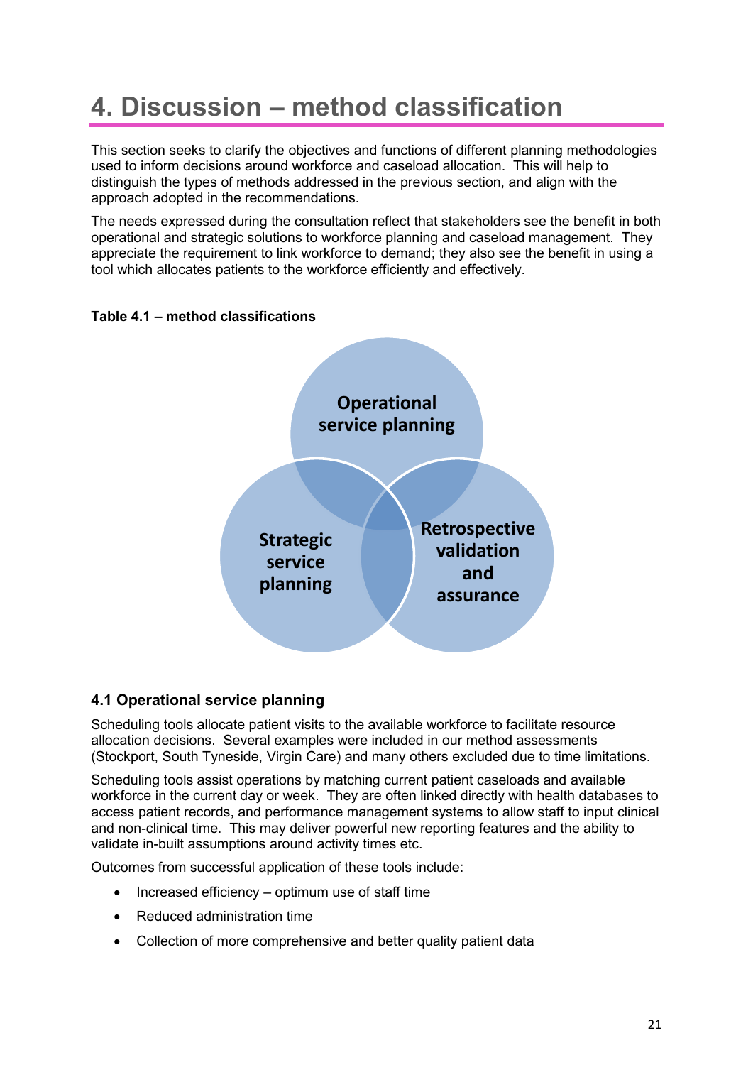# 4. Discussion – method classification

This section seeks to clarify the objectives and functions of different planning methodologies used to inform decisions around workforce and caseload allocation. This will help to distinguish the types of methods addressed in the previous section, and align with the approach adopted in the recommendations.

The needs expressed during the consultation reflect that stakeholders see the benefit in both operational and strategic solutions to workforce planning and caseload management. They appreciate the requirement to link workforce to demand; they also see the benefit in using a tool which allocates patients to the workforce efficiently and effectively.

**Table 4.1 – method classifications**

Operational service planning

Strategic service planning

Retrospective validation and assurance

### 4.1 Operational service planning

Scheduling tools allocate patient visits to the available workforce to facilitate resource allocation decisions. Several examples were included in our method assessments (Stockport, South Tyneside, Virgin Care) and many others excluded due to time limitations.

Scheduling tools assist operations by matching current patient caseloads and available workforce in the current day or week. They are often linked directly with health databases to access patient records, and performance management systems to allow staff to input clinical and non-clinical time. This may deliver powerful new reporting features and the ability to validate in-built assumptions around activity times etc.

Outcomes from successful application of these tools include:

- Increased efficiency – optimum use of staff time
- Reduced administration time
- Collection of more comprehensive and better quality patient data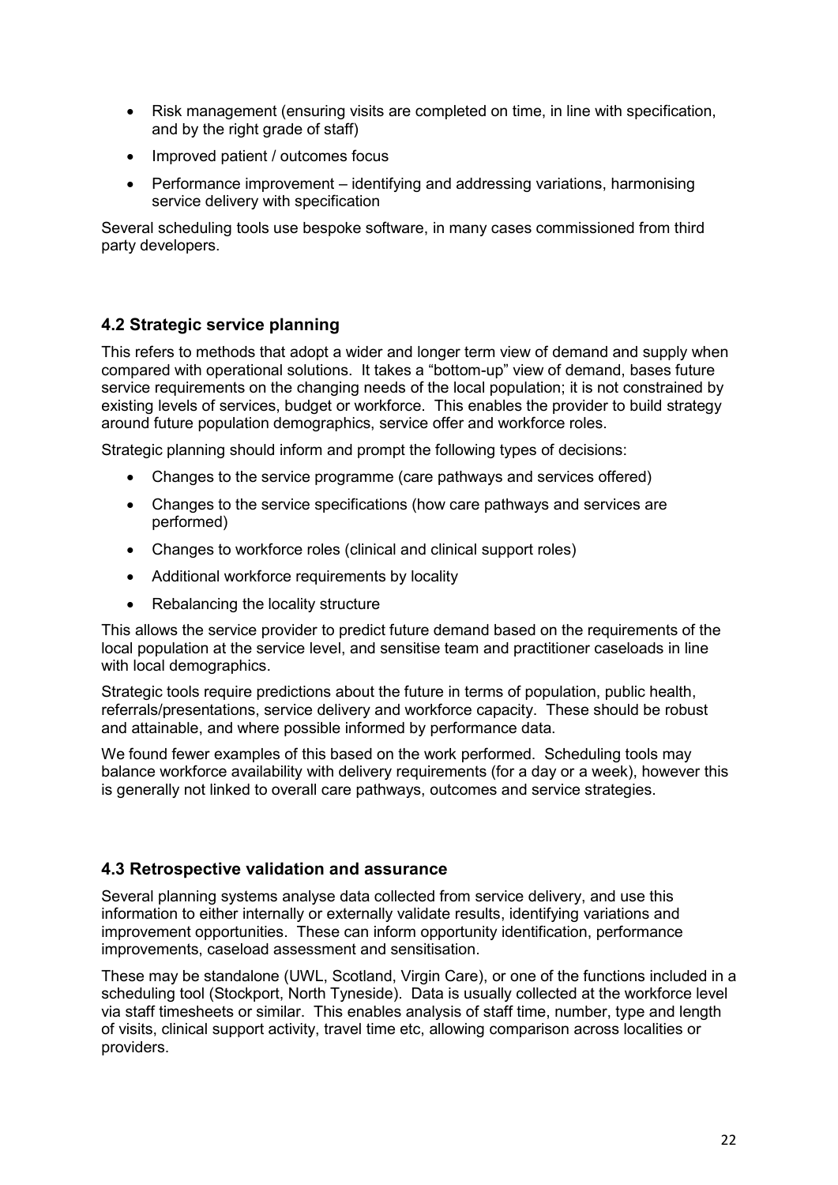- Risk management (ensuring visits are completed on time, in line with specification, and by the right grade of staff)
- Improved patient / outcomes focus
- Performance improvement – identifying and addressing variations, harmonising service delivery with specification

Several scheduling tools use bespoke software, in many cases commissioned from third party developers.

### 4.2 Strategic service planning

This refers to methods that adopt a wider and longer term view of demand and supply when compared with operational solutions. It takes a "bottom-up" view of demand, bases future service requirements on the changing needs of the local population; it is not constrained by existing levels of services, budget or workforce. This enables the provider to build strategy around future population demographics, service offer and workforce roles.

Strategic planning should inform and prompt the following types of decisions:

- Changes to the service programme (care pathways and services offered)
- Changes to the service specifications (how care pathways and services are performed)
- Changes to workforce roles (clinical and clinical support roles)
- Additional workforce requirements by locality
- Rebalancing the locality structure

This allows the service provider to predict future demand based on the requirements of the local population at the service level, and sensitise team and practitioner caseloads in line with local demographics.

Strategic tools require predictions about the future in terms of population, public health, referrals/presentations, service delivery and workforce capacity. These should be robust and attainable, and where possible informed by performance data.

We found fewer examples of this based on the work performed. Scheduling tools may balance workforce availability with delivery requirements (for a day or a week), however this is generally not linked to overall care pathways, outcomes and service strategies.

### 4.3 Retrospective validation and assurance

Several planning systems analyse data collected from service delivery, and use this information to either internally or externally validate results, identifying variations and improvement opportunities. These can inform opportunity identification, performance improvements, caseload assessment and sensitisation.

These may be standalone (UWL, Scotland, Virgin Care), or one of the functions included in a scheduling tool (Stockport, North Tyneside). Data is usually collected at the workforce level via staff timesheets or similar. This enables analysis of staff time, number, type and length of visits, clinical support activity, travel time etc, allowing comparison across localities or providers.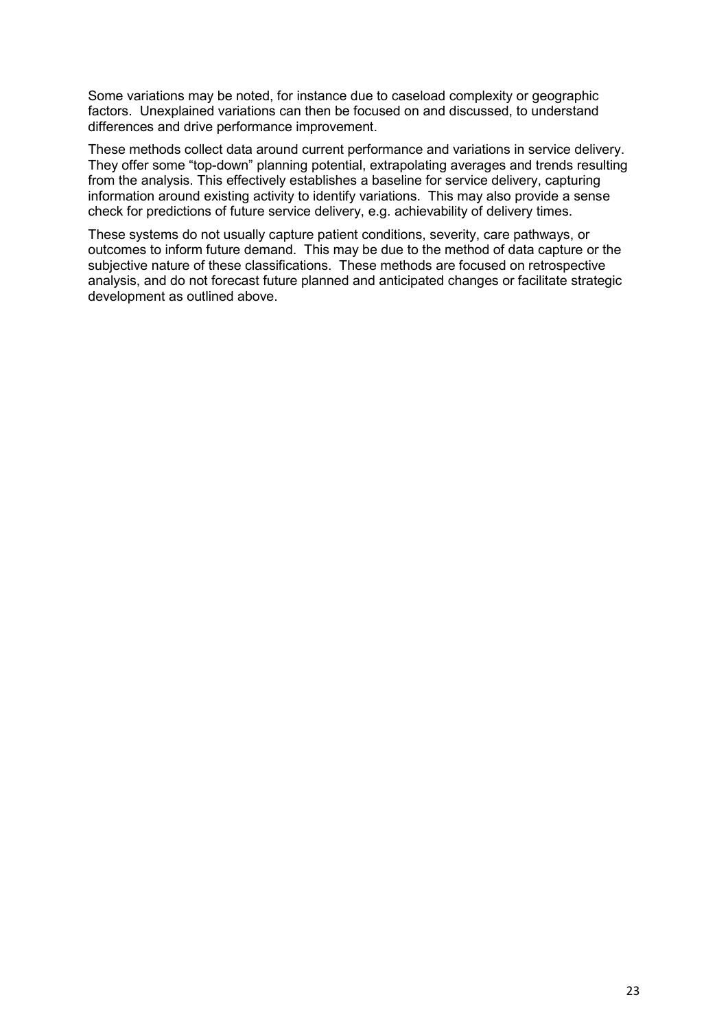Some variations may be noted, for instance due to caseload complexity or geographic factors. Unexplained variations can then be focused on and discussed, to understand differences and drive performance improvement.

These methods collect data around current performance and variations in service delivery. They offer some "top-down" planning potential, extrapolating averages and trends resulting from the analysis. This effectively establishes a baseline for service delivery, capturing information around existing activity to identify variations. This may also provide a sense check for predictions of future service delivery, e.g. achievability of delivery times.

These systems do not usually capture patient conditions, severity, care pathways, or outcomes to inform future demand. This may be due to the method of data capture or the subjective nature of these classifications. These methods are focused on retrospective analysis, and do not forecast future planned and anticipated changes or facilitate strategic development as outlined above.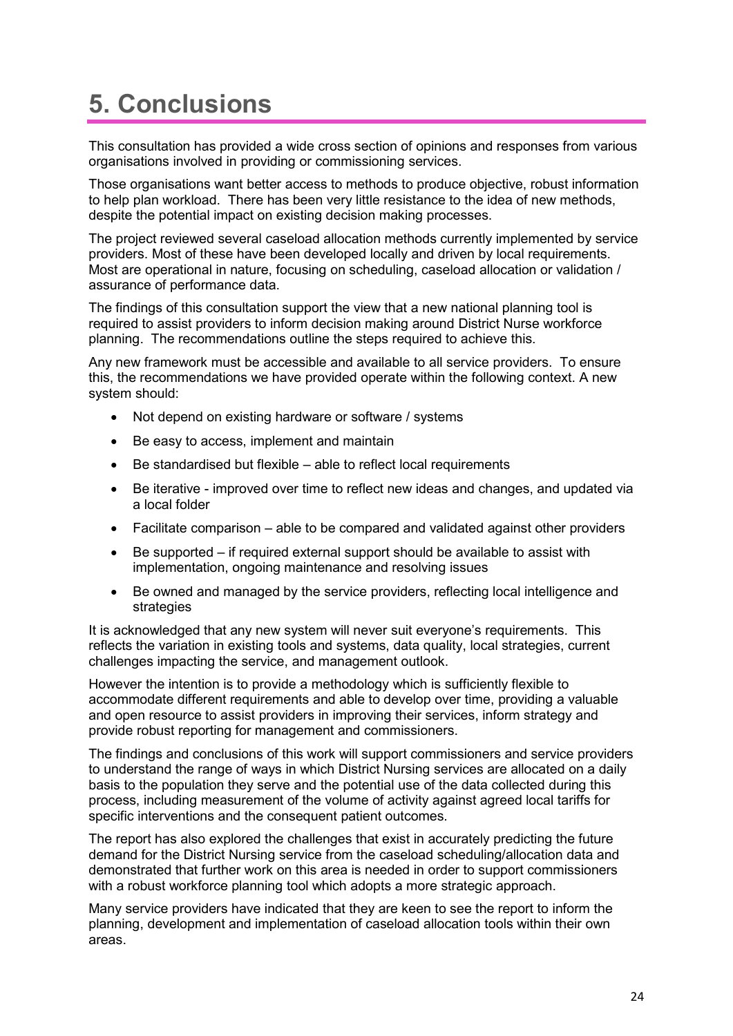# 5. Conclusions

This consultation has provided a wide cross section of opinions and responses from various organisations involved in providing or commissioning services.

Those organisations want better access to methods to produce objective, robust information to help plan workload. There has been very little resistance to the idea of new methods, despite the potential impact on existing decision making processes.

The project reviewed several caseload allocation methods currently implemented by service providers. Most of these have been developed locally and driven by local requirements. Most are operational in nature, focusing on scheduling, caseload allocation or validation / assurance of performance data.

The findings of this consultation support the view that a new national planning tool is required to assist providers to inform decision making around District Nurse workforce planning. The recommendations outline the steps required to achieve this.

Any new framework must be accessible and available to all service providers. To ensure this, the recommendations we have provided operate within the following context. A new system should:

- Not depend on existing hardware or software / systems
- Be easy to access, implement and maintain
- Be standardised but flexible – able to reflect local requirements
- Be iterative - improved over time to reflect new ideas and changes, and updated via a local folder
- Facilitate comparison – able to be compared and validated against other providers
- Be supported – if required external support should be available to assist with implementation, ongoing maintenance and resolving issues
- Be owned and managed by the service providers, reflecting local intelligence and strategies

It is acknowledged that any new system will never suit everyone's requirements. This reflects the variation in existing tools and systems, data quality, local strategies, current challenges impacting the service, and management outlook.

However the intention is to provide a methodology which is sufficiently flexible to accommodate different requirements and able to develop over time, providing a valuable and open resource to assist providers in improving their services, inform strategy and provide robust reporting for management and commissioners.

The findings and conclusions of this work will support commissioners and service providers to understand the range of ways in which District Nursing services are allocated on a daily basis to the population they serve and the potential use of the data collected during this process, including measurement of the volume of activity against agreed local tariffs for specific interventions and the consequent patient outcomes.

The report has also explored the challenges that exist in accurately predicting the future demand for the District Nursing service from the caseload scheduling/allocation data and demonstrated that further work on this area is needed in order to support commissioners with a robust workforce planning tool which adopts a more strategic approach.

Many service providers have indicated that they are keen to see the report to inform the planning, development and implementation of caseload allocation tools within their own areas.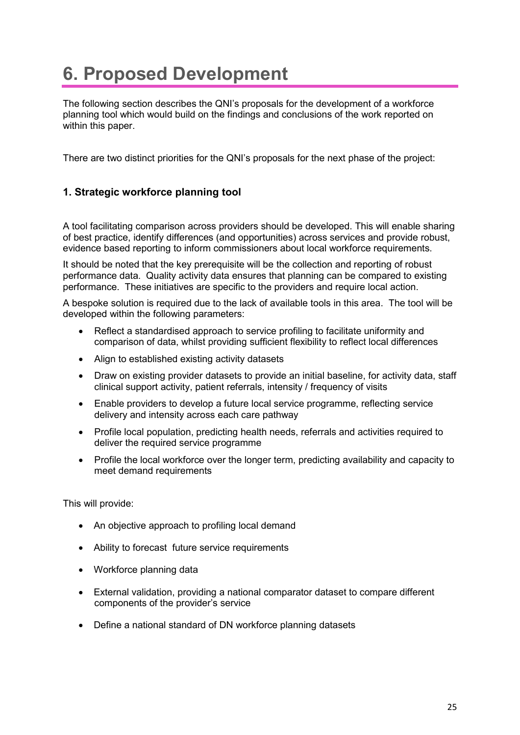# 6. Proposed Development

The following section describes the QNI's proposals for the development of a workforce planning tool which would build on the findings and conclusions of the work reported on within this paper.

There are two distinct priorities for the QNI's proposals for the next phase of the project:

### 1. Strategic workforce planning tool

A tool facilitating comparison across providers should be developed. This will enable sharing of best practice, identify differences (and opportunities) across services and provide robust, evidence based reporting to inform commissioners about local workforce requirements.

It should be noted that the key prerequisite will be the collection and reporting of robust performance data. Quality activity data ensures that planning can be compared to existing performance. These initiatives are specific to the providers and require local action.

A bespoke solution is required due to the lack of available tools in this area. The tool will be developed within the following parameters:

- Reflect a standardised approach to service profiling to facilitate uniformity and comparison of data, whilst providing sufficient flexibility to reflect local differences
- Align to established existing activity datasets
- Draw on existing provider datasets to provide an initial baseline, for activity data, staff clinical support activity, patient referrals, intensity / frequency of visits
- Enable providers to develop a future local service programme, reflecting service delivery and intensity across each care pathway
- Profile local population, predicting health needs, referrals and activities required to deliver the required service programme
- Profile the local workforce over the longer term, predicting availability and capacity to meet demand requirements

This will provide:

- An objective approach to profiling local demand
- Ability to forecast future service requirements
- Workforce planning data
- External validation, providing a national comparator dataset to compare different components of the provider's service
- Define a national standard of DN workforce planning datasets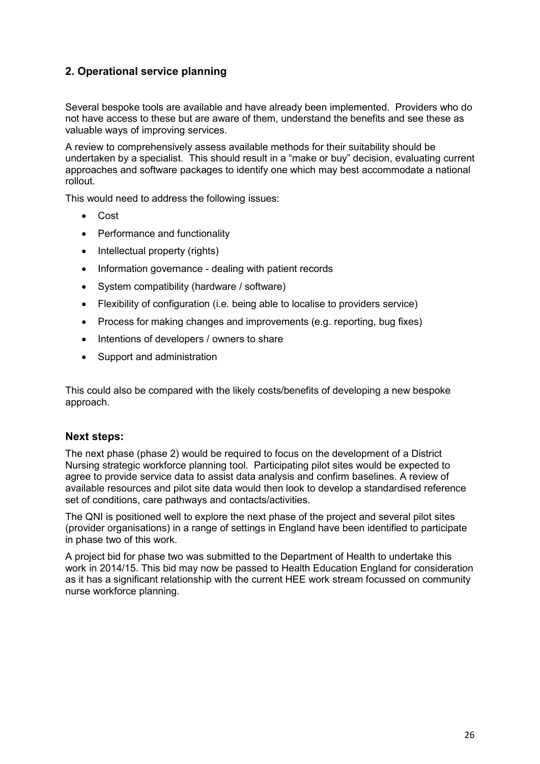## 2. Operational service planning

Several bespoke tools are available and have already been implemented. Providers who do not have access to these but are aware of them, understand the benefits and see these as valuable ways of improving services.

A review to comprehensively assess available methods for their suitability should be undertaken by a specialist. This should result in a "make or buy" decision, evaluating current approaches and software packages to identify one which may best accommodate a national rollout.

This would need to address the following issues:

- Cost
- Performance and functionality
- Intellectual property (rights)
- Information governance - dealing with patient records
- System compatibility (hardware / software)
- Flexibility of configuration (i.e. being able to localise to providers service)
- Process for making changes and improvements (e.g. reporting, bug fixes)
- Intentions of developers / owners to share
- Support and administration

This could also be compared with the likely costs/benefits of developing a new bespoke approach.

### Next steps:

The next phase (phase 2) would be required to focus on the development of a District Nursing strategic workforce planning tool. Participating pilot sites would be expected to agree to provide service data to assist data analysis and confirm baselines. A review of available resources and pilot site data would then look to develop a standardised reference set of conditions, care pathways and contacts/activities.

The QNI is positioned well to explore the next phase of the project and several pilot sites (provider organisations) in a range of settings in England have been identified to participate in phase two of this work.

A project bid for phase two was submitted to the Department of Health to undertake this work in 2014/15. This bid may now be passed to Health Education England for consideration as it has a significant relationship with the current HEE work stream focussed on community nurse workforce planning.